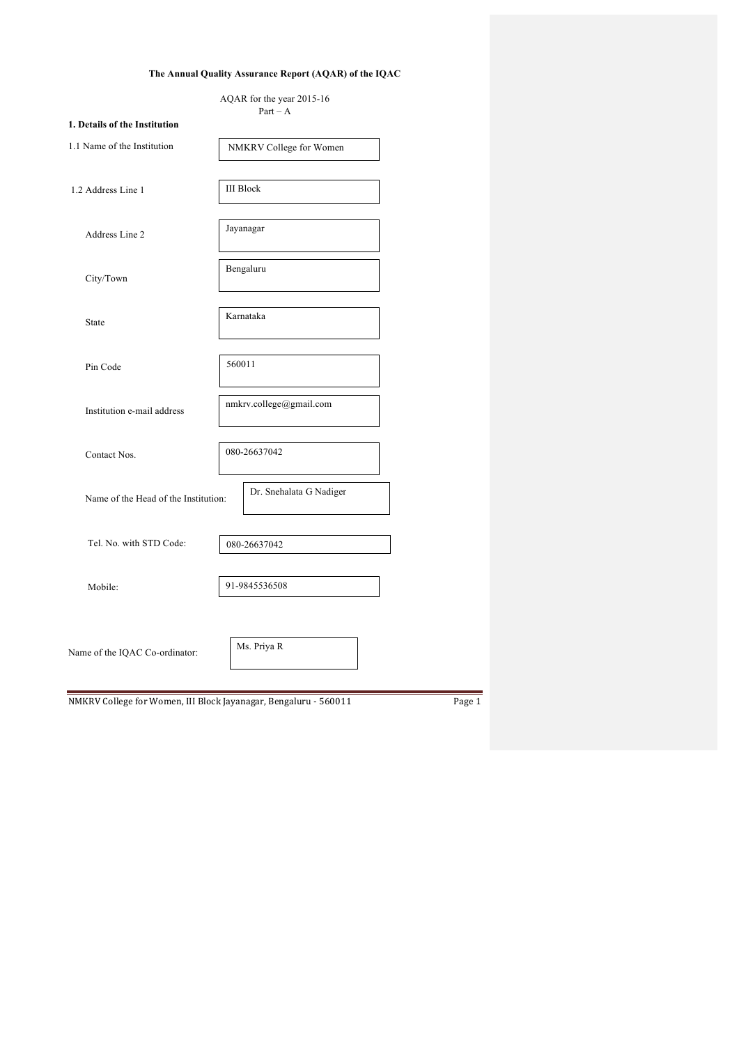# The Annual Quality Assurance Report (AQAR) of the IQAC

AQAR for the year 2015-16

Part – A

## 1. Details of the Institution

| | |
|---|---|
| 1.1 Name of the Institution | NMKRV College for Women |
| 1.2 Address Line 1 | III Block |
| Address Line 2 | Jayanagar |
| City/Town | Bengaluru |
| State | Karnataka |
| Pin Code | 560011 |
| Institution e-mail address | nmkrv.college@gmail.com |
| Contact Nos. | 080-26637042 |
| Name of the Head of the Institution: | Dr. Snehalata G Nadiger |
| Tel. No. with STD Code: | 080-26637042 |
| Mobile: | 91-9845536508 |
| Name of the IQAC Co-ordinator: | Ms. Priya R |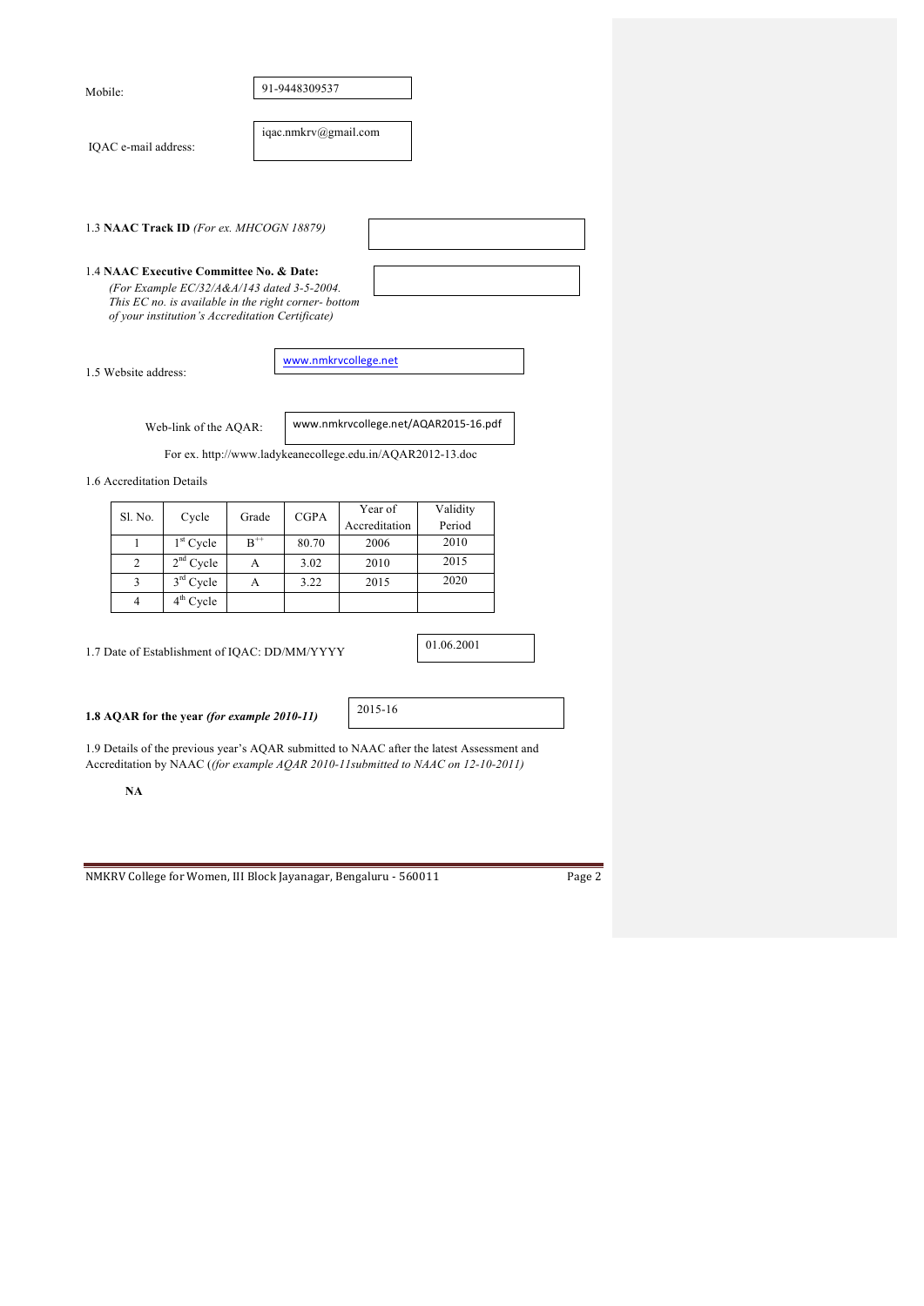Mobile: 91-9448309537

IQAC e-mail address: iqac.nmkrv@gmail.com

1.3 **NAAC Track ID** *(For ex. MHCOGN 18879)*

1.4 **NAAC Executive Committee No. & Date:**
*(For Example EC/32/A&A/143 dated 3-5-2004. This EC no. is available in the right corner- bottom of your institution's Accreditation Certificate)*

1.5 Website address: www.nmkrvcollege.net

Web-link of the AQAR: www.nmkrvcollege.net/AQAR2015-16.pdf

For ex. http://www.ladykeanecollege.edu.in/AQAR2012-13.doc

1.6 Accreditation Details

| Sl. No. | Cycle | Grade | CGPA | Year of Accreditation | Validity Period |
|---|---|---|---|---|---|
| 1 | 1st Cycle | B++ | 80.70 | 2006 | 2010 |
| 2 | 2nd Cycle | A | 3.02 | 2010 | 2015 |
| 3 | 3rd Cycle | A | 3.22 | 2015 | 2020 |
| 4 | 4th Cycle | | | | |

1.7 Date of Establishment of IQAC: DD/MM/YYYY 01.06.2001

**1.8 AQAR for the year *(for example 2010-11)*** 2015-16

1.9 Details of the previous year's AQAR submitted to NAAC after the latest Assessment and Accreditation by NAAC (*(for example AQAR 2010-11submitted to NAAC on 12-10-2011)*

**NA**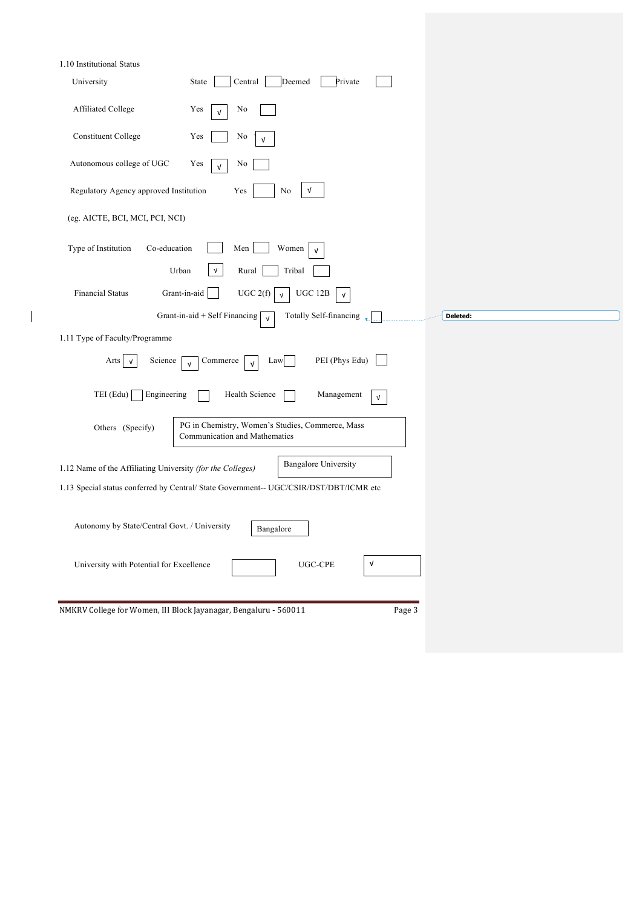1.10 Institutional Status

University: State [ ] Central [ ] Deemed [ ] Private [ ]

Affiliated College: Yes [√] No [ ]

Constituent College: Yes [ ] No [√]

Autonomous college of UGC: Yes [√] No [ ]

Regulatory Agency approved Institution: Yes [ ] No [√]

(eg. AICTE, BCI, MCI, PCI, NCI)

Type of Institution: Co-education [ ] Men [ ] Women [√]

Urban [√] Rural [ ] Tribal [ ]

Financial Status: Grant-in-aid [ ] UGC 2(f) [√] UGC 12B [√]

Grant-in-aid + Self Financing [√] Totally Self-financing [ ]

1.11 Type of Faculty/Programme

Arts [√] Science [√] Commerce [√] Law [ ] PEI (Phys Edu) [ ]

TEI (Edu) [ ] Engineering [ ] Health Science [ ] Management [√]

Others (Specify): PG in Chemistry, Women's Studies, Commerce, Mass Communication and Mathematics

1.12 Name of the Affiliating University *(for the Colleges)*: Bangalore University

1.13 Special status conferred by Central/ State Government-- UGC/CSIR/DST/DBT/ICMR etc

Autonomy by State/Central Govt. / University: Bangalore

University with Potential for Excellence [ ] UGC-CPE [√]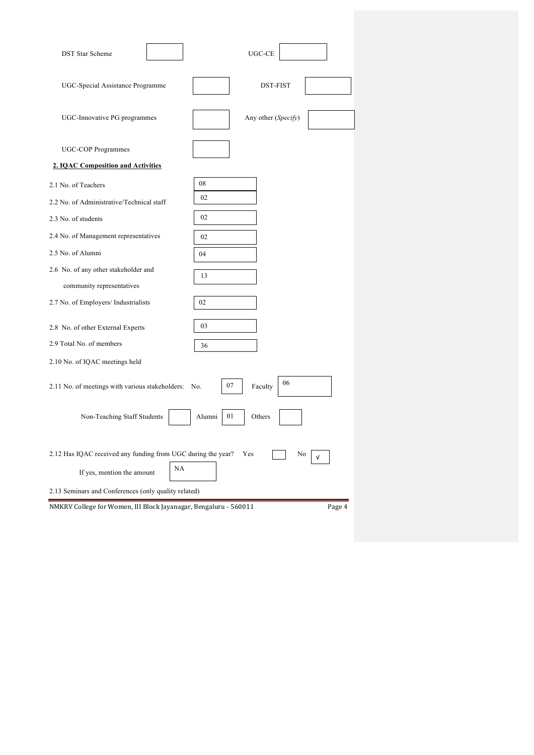DST Star Scheme

UGC-CE

UGC-Special Assistance Programme

DST-FIST

UGC-Innovative PG programmes

Any other (*Specify*)

UGC-COP Programmes

**2. IQAC Composition and Activities**

2.1 No. of Teachers: 08

2.2 No. of Administrative/Technical staff: 02

2.3 No. of students: 02

2.4 No. of Management representatives: 02

2.5 No. of Alumni: 04

2.6 No. of any other stakeholder and community representatives: 13

2.7 No. of Employers/ Industrialists: 02

2.8 No. of other External Experts: 03

2.9 Total No. of members: 36

2.10 No. of IQAC meetings held

2.11 No. of meetings with various stakeholders: No. 07 Faculty 06

Non-Teaching Staff Students Alumni 01 Others

2.12 Has IQAC received any funding from UGC during the year? Yes No √

If yes, mention the amount: NA

2.13 Seminars and Conferences (only quality related)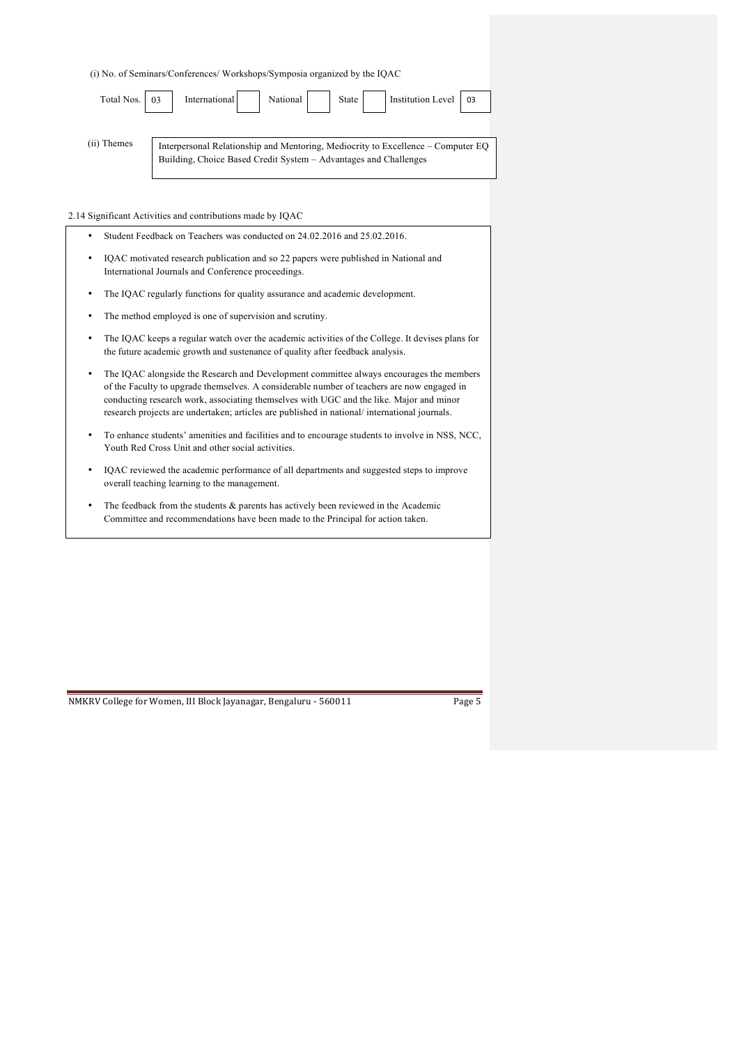(i) No. of Seminars/Conferences/ Workshops/Symposia organized by the IQAC

| Total Nos. | International | National | State | Institution Level |
|---|---|---|---|---|
| 03 | | | | 03 |

(ii) Themes

Interpersonal Relationship and Mentoring, Mediocrity to Excellence – Computer EQ Building, Choice Based Credit System – Advantages and Challenges

2.14 Significant Activities and contributions made by IQAC

- Student Feedback on Teachers was conducted on 24.02.2016 and 25.02.2016.
- IQAC motivated research publication and so 22 papers were published in National and International Journals and Conference proceedings.
- The IQAC regularly functions for quality assurance and academic development.
- The method employed is one of supervision and scrutiny.
- The IQAC keeps a regular watch over the academic activities of the College. It devises plans for the future academic growth and sustenance of quality after feedback analysis.
- The IQAC alongside the Research and Development committee always encourages the members of the Faculty to upgrade themselves. A considerable number of teachers are now engaged in conducting research work, associating themselves with UGC and the like. Major and minor research projects are undertaken; articles are published in national/ international journals.
- To enhance students' amenities and facilities and to encourage students to involve in NSS, NCC, Youth Red Cross Unit and other social activities.
- IQAC reviewed the academic performance of all departments and suggested steps to improve overall teaching learning to the management.
- The feedback from the students & parents has actively been reviewed in the Academic Committee and recommendations have been made to the Principal for action taken.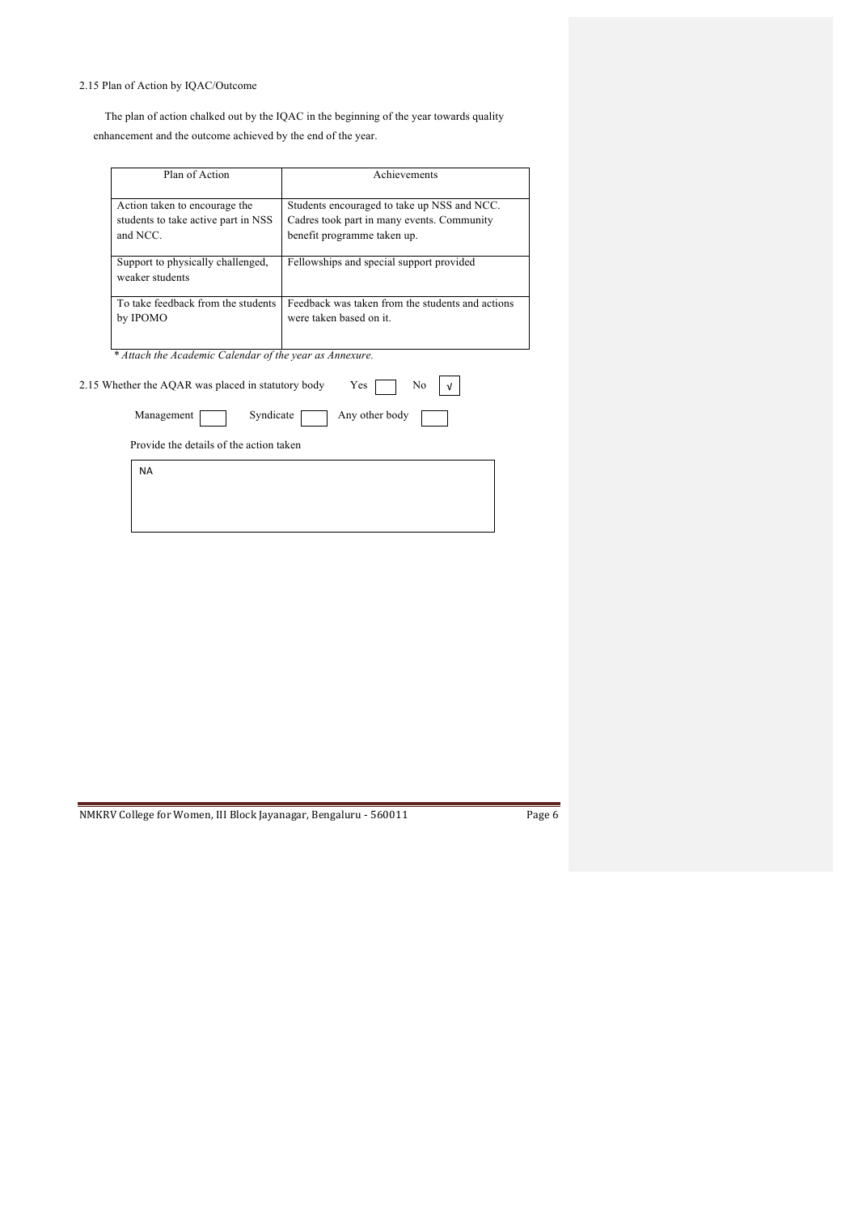2.15 Plan of Action by IQAC/Outcome

The plan of action chalked out by the IQAC in the beginning of the year towards quality enhancement and the outcome achieved by the end of the year.

| Plan of Action | Achievements |
|---|---|
| Action taken to encourage the students to take active part in NSS and NCC. | Students encouraged to take up NSS and NCC. Cadres took part in many events. Community benefit programme taken up. |
| Support to physically challenged, weaker students | Fellowships and special support provided |
| To take feedback from the students by IPOMO | Feedback was taken from the students and actions were taken based on it. |

*\* Attach the Academic Calendar of the year as Annexure.*

2.15 Whether the AQAR was placed in statutory body Yes [ ] No [√]

Management [ ] Syndicate [ ] Any other body [ ]

Provide the details of the action taken

NA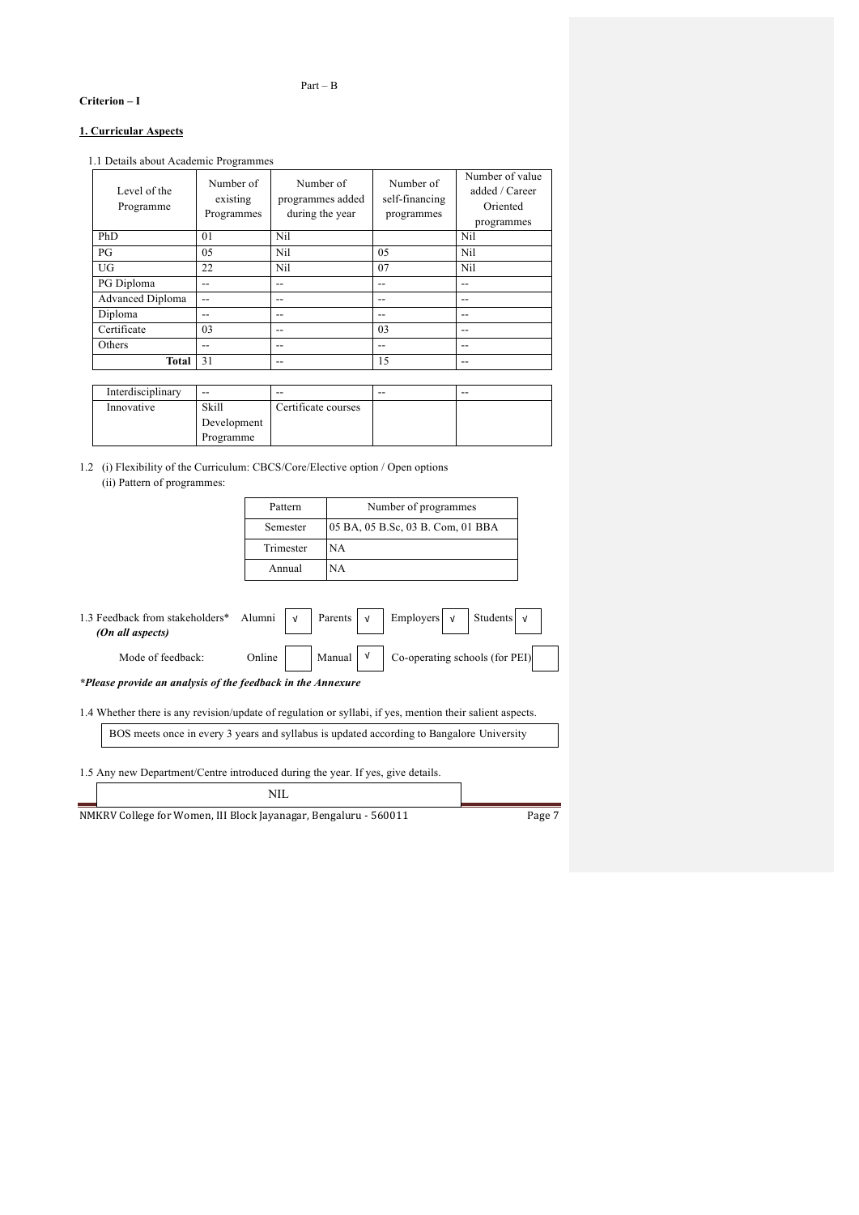Part – B

**Criterion – I**

## 1. Curricular Aspects

1.1 Details about Academic Programmes

| Level of the Programme | Number of existing Programmes | Number of programmes added during the year | Number of self-financing programmes | Number of value added / Career Oriented programmes |
|---|---|---|---|---|
| PhD | 01 | Nil | | Nil |
| PG | 05 | Nil | 05 | Nil |
| UG | 22 | Nil | 07 | Nil |
| PG Diploma | -- | -- | -- | -- |
| Advanced Diploma | -- | -- | -- | -- |
| Diploma | -- | -- | -- | -- |
| Certificate | 03 | -- | 03 | -- |
| Others | -- | -- | -- | -- |
| **Total** | 31 | -- | 15 | -- |

| | | | | |
|---|---|---|---|---|
| Interdisciplinary | -- | -- | -- | -- |
| Innovative | Skill Development Programme | Certificate courses | | |

1.2 (i) Flexibility of the Curriculum: CBCS/Core/Elective option / Open options

(ii) Pattern of programmes:

| Pattern | Number of programmes |
|---|---|
| Semester | 05 BA, 05 B.Sc, 03 B. Com, 01 BBA |
| Trimester | NA |
| Annual | NA |

1.3 Feedback from stakeholders* *(On all aspects)* Alumni √ Parents √ Employers √ Students √

Mode of feedback: Online [ ] Manual √ Co-operating schools (for PEI) [ ]

***Please provide an analysis of the feedback in the Annexure***

1.4 Whether there is any revision/update of regulation or syllabi, if yes, mention their salient aspects.

BOS meets once in every 3 years and syllabus is updated according to Bangalore University

1.5 Any new Department/Centre introduced during the year. If yes, give details.

NIL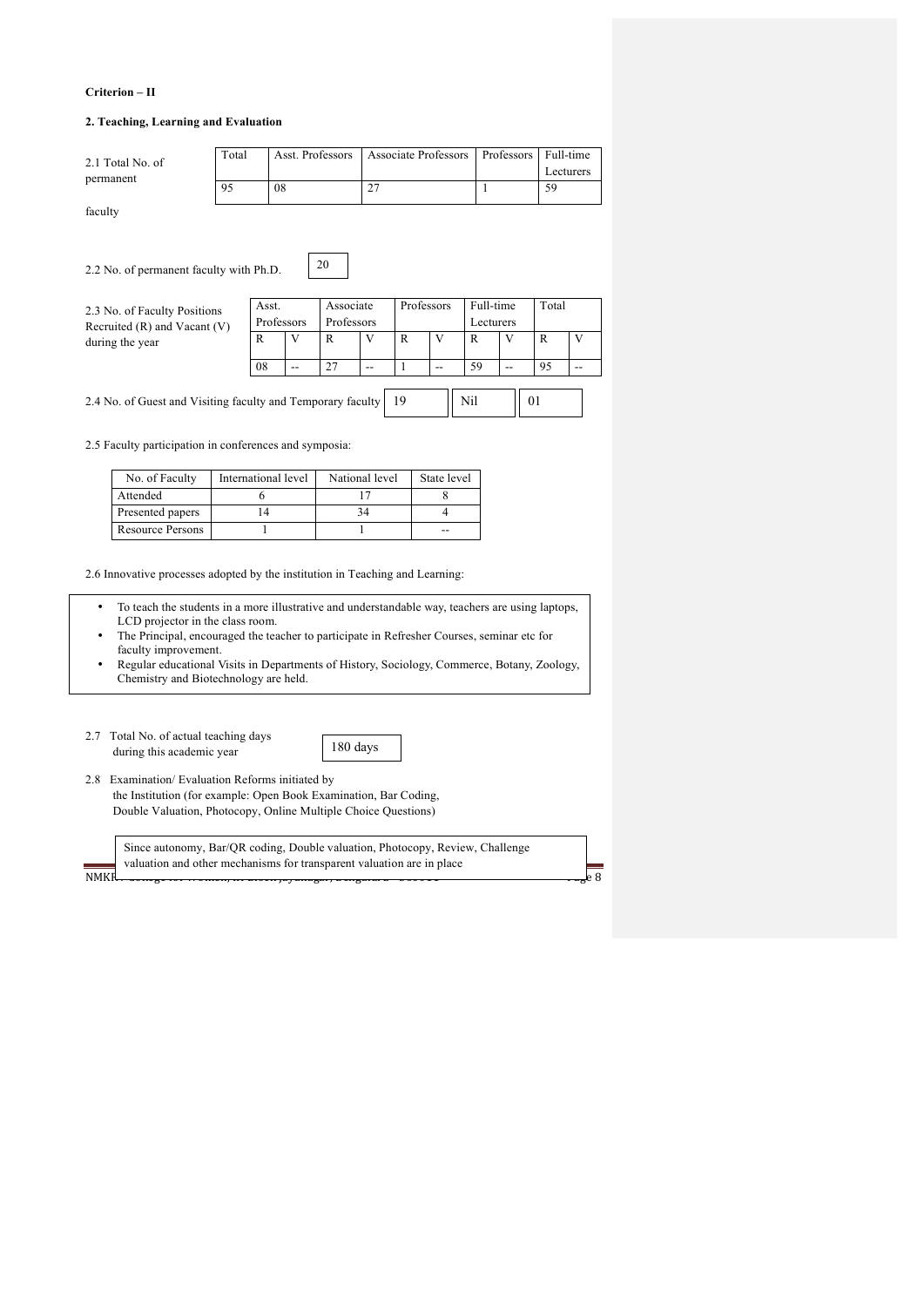**Criterion – II**

**2. Teaching, Learning and Evaluation**

2.1 Total No. of permanent faculty

| Total | Asst. Professors | Associate Professors | Professors | Full-time Lecturers |
|---|---|---|---|---|
| 95 | 08 | 27 | 1 | 59 |

2.2 No. of permanent faculty with Ph.D. 20

2.3 No. of Faculty Positions Recruited (R) and Vacant (V) during the year

| Asst. Professors | | Associate Professors | | Professors | | Full-time Lecturers | | Total | |
|---|---|---|---|---|---|---|---|---|---|
| R | V | R | V | R | V | R | V | R | V |
| 08 | -- | 27 | -- | 1 | -- | 59 | -- | 95 | -- |

2.4 No. of Guest and Visiting faculty and Temporary faculty 19 | Nil | 01

2.5 Faculty participation in conferences and symposia:

| No. of Faculty | International level | National level | State level |
|---|---|---|---|
| Attended | 6 | 17 | 8 |
| Presented papers | 14 | 34 | 4 |
| Resource Persons | 1 | 1 | -- |

2.6 Innovative processes adopted by the institution in Teaching and Learning:

- To teach the students in a more illustrative and understandable way, teachers are using laptops, LCD projector in the class room.
- The Principal, encouraged the teacher to participate in Refresher Courses, seminar etc for faculty improvement.
- Regular educational Visits in Departments of History, Sociology, Commerce, Botany, Zoology, Chemistry and Biotechnology are held.

2.7 Total No. of actual teaching days during this academic year 180 days

2.8 Examination/ Evaluation Reforms initiated by the Institution (for example: Open Book Examination, Bar Coding, Double Valuation, Photocopy, Online Multiple Choice Questions)

Since autonomy, Bar/QR coding, Double valuation, Photocopy, Review, Challenge valuation and other mechanisms for transparent valuation are in place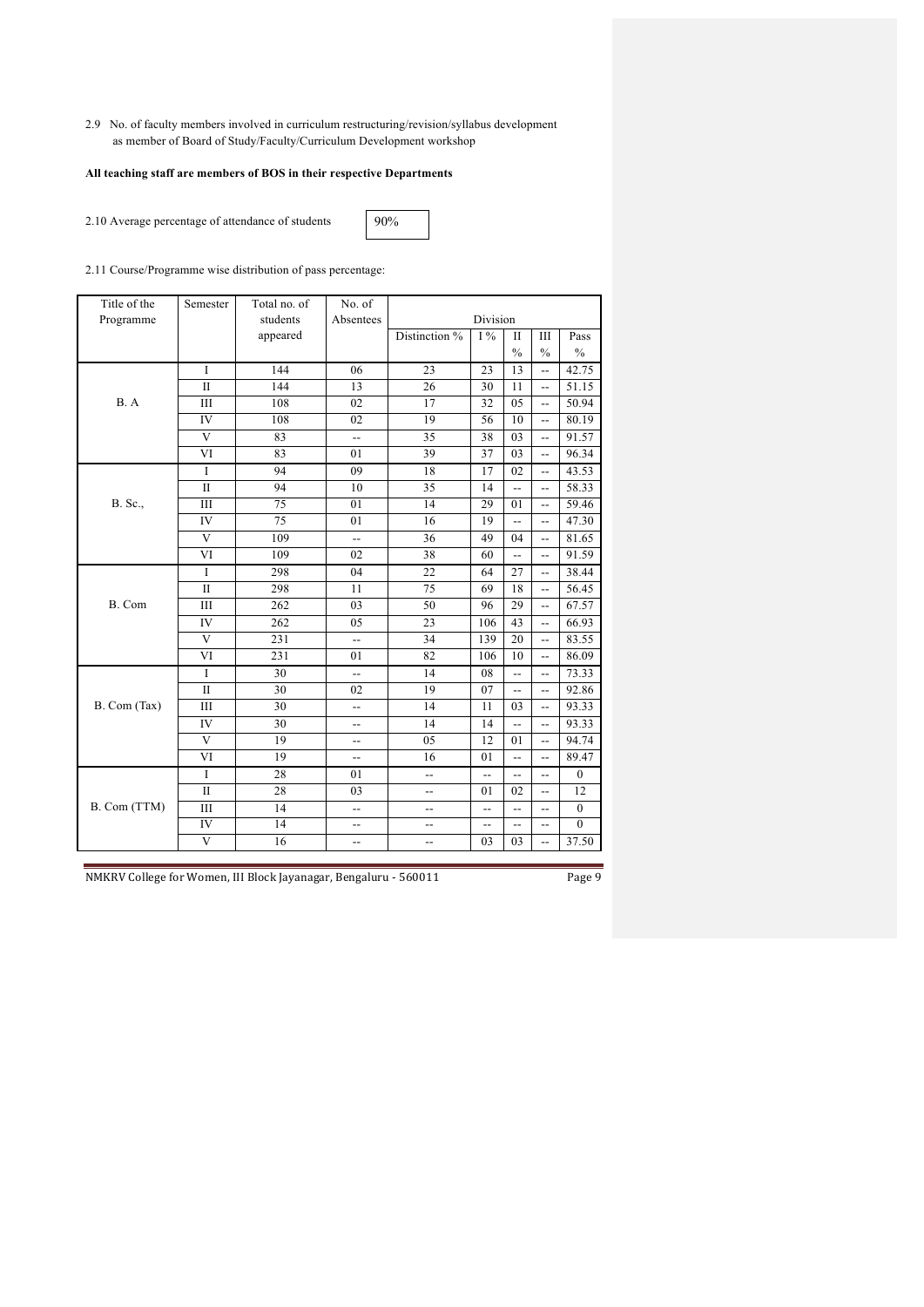2.9 No. of faculty members involved in curriculum restructuring/revision/syllabus development as member of Board of Study/Faculty/Curriculum Development workshop

**All teaching staff are members of BOS in their respective Departments**

2.10 Average percentage of attendance of students: 90%

2.11 Course/Programme wise distribution of pass percentage:

| Title of the Programme | Semester | Total no. of students appeared | No. of Absentees | Division | | | | |
|---|---|---|---|---|---|---|---|---|
| | | | | Distinction % | I % | II % | III % | Pass % |
| B. A | I | 144 | 06 | 23 | 23 | 13 | -- | 42.75 |
| | II | 144 | 13 | 26 | 30 | 11 | -- | 51.15 |
| | III | 108 | 02 | 17 | 32 | 05 | -- | 50.94 |
| | IV | 108 | 02 | 19 | 56 | 10 | -- | 80.19 |
| | V | 83 | -- | 35 | 38 | 03 | -- | 91.57 |
| | VI | 83 | 01 | 39 | 37 | 03 | -- | 96.34 |
| B. Sc., | I | 94 | 09 | 18 | 17 | 02 | -- | 43.53 |
| | II | 94 | 10 | 35 | 14 | -- | -- | 58.33 |
| | III | 75 | 01 | 14 | 29 | 01 | -- | 59.46 |
| | IV | 75 | 01 | 16 | 19 | -- | -- | 47.30 |
| | V | 109 | -- | 36 | 49 | 04 | -- | 81.65 |
| | VI | 109 | 02 | 38 | 60 | -- | -- | 91.59 |
| B. Com | I | 298 | 04 | 22 | 64 | 27 | -- | 38.44 |
| | II | 298 | 11 | 75 | 69 | 18 | -- | 56.45 |
| | III | 262 | 03 | 50 | 96 | 29 | -- | 67.57 |
| | IV | 262 | 05 | 23 | 106 | 43 | -- | 66.93 |
| | V | 231 | -- | 34 | 139 | 20 | -- | 83.55 |
| | VI | 231 | 01 | 82 | 106 | 10 | -- | 86.09 |
| B. Com (Tax) | I | 30 | -- | 14 | 08 | -- | -- | 73.33 |
| | II | 30 | 02 | 19 | 07 | -- | -- | 92.86 |
| | III | 30 | -- | 14 | 11 | 03 | -- | 93.33 |
| | IV | 30 | -- | 14 | 14 | -- | -- | 93.33 |
| | V | 19 | -- | 05 | 12 | 01 | -- | 94.74 |
| | VI | 19 | -- | 16 | 01 | -- | -- | 89.47 |
| B. Com (TTM) | I | 28 | 01 | -- | -- | -- | -- | 0 |
| | II | 28 | 03 | -- | 01 | 02 | -- | 12 |
| | III | 14 | -- | -- | -- | -- | -- | 0 |
| | IV | 14 | -- | -- | -- | -- | -- | 0 |
| | V | 16 | -- | -- | 03 | 03 | -- | 37.50 |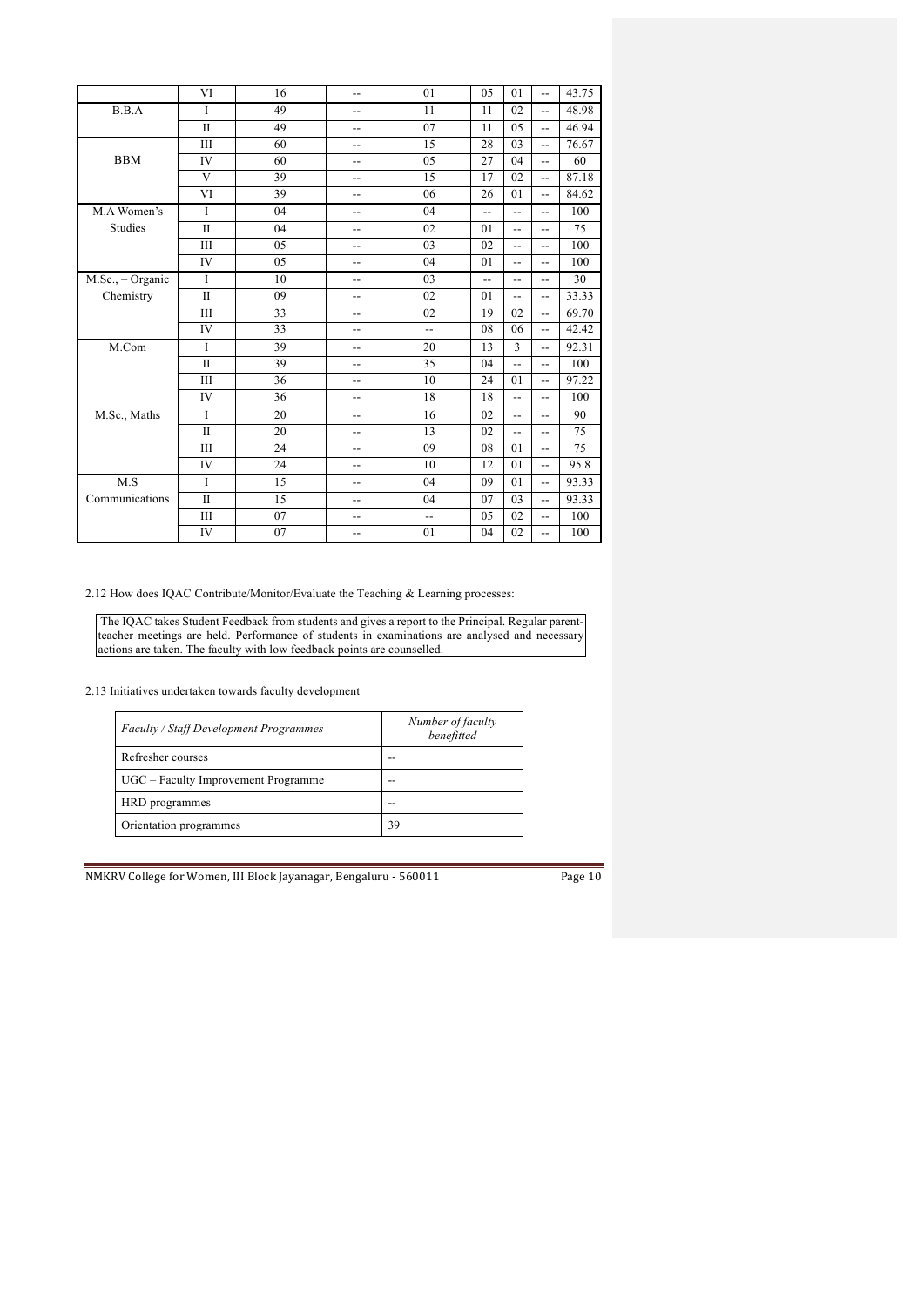| | VI | 16 | -- | 01 | 05 | 01 | -- | 43.75 |
|---|---|---|---|---|---|---|---|---|
| B.B.A | I | 49 | -- | 11 | 11 | 02 | -- | 48.98 |
| | II | 49 | -- | 07 | 11 | 05 | -- | 46.94 |
| BBM | III | 60 | -- | 15 | 28 | 03 | -- | 76.67 |
| | IV | 60 | -- | 05 | 27 | 04 | -- | 60 |
| | V | 39 | -- | 15 | 17 | 02 | -- | 87.18 |
| | VI | 39 | -- | 06 | 26 | 01 | -- | 84.62 |
| M.A Women's Studies | I | 04 | -- | 04 | -- | -- | -- | 100 |
| | II | 04 | -- | 02 | 01 | -- | -- | 75 |
| | III | 05 | -- | 03 | 02 | -- | -- | 100 |
| | IV | 05 | -- | 04 | 01 | -- | -- | 100 |
| M.Sc., – Organic Chemistry | I | 10 | -- | 03 | -- | -- | -- | 30 |
| | II | 09 | -- | 02 | 01 | -- | -- | 33.33 |
| | III | 33 | -- | 02 | 19 | 02 | -- | 69.70 |
| | IV | 33 | -- | -- | 08 | 06 | -- | 42.42 |
| M.Com | I | 39 | -- | 20 | 13 | 3 | -- | 92.31 |
| | II | 39 | -- | 35 | 04 | -- | -- | 100 |
| | III | 36 | -- | 10 | 24 | 01 | -- | 97.22 |
| | IV | 36 | -- | 18 | 18 | -- | -- | 100 |
| M.Sc., Maths | I | 20 | -- | 16 | 02 | -- | -- | 90 |
| | II | 20 | -- | 13 | 02 | -- | -- | 75 |
| | III | 24 | -- | 09 | 08 | 01 | -- | 75 |
| | IV | 24 | -- | 10 | 12 | 01 | -- | 95.8 |
| M.S Communications | I | 15 | -- | 04 | 09 | 01 | -- | 93.33 |
| | II | 15 | -- | 04 | 07 | 03 | -- | 93.33 |
| | III | 07 | -- | -- | 05 | 02 | -- | 100 |
| | IV | 07 | -- | 01 | 04 | 02 | -- | 100 |

2.12 How does IQAC Contribute/Monitor/Evaluate the Teaching & Learning processes:

The IQAC takes Student Feedback from students and gives a report to the Principal. Regular parent-teacher meetings are held. Performance of students in examinations are analysed and necessary actions are taken. The faculty with low feedback points are counselled.

2.13 Initiatives undertaken towards faculty development

| *Faculty / Staff Development Programmes* | *Number of faculty benefitted* |
|---|---|
| Refresher courses | -- |
| UGC – Faculty Improvement Programme | -- |
| HRD programmes | -- |
| Orientation programmes | 39 |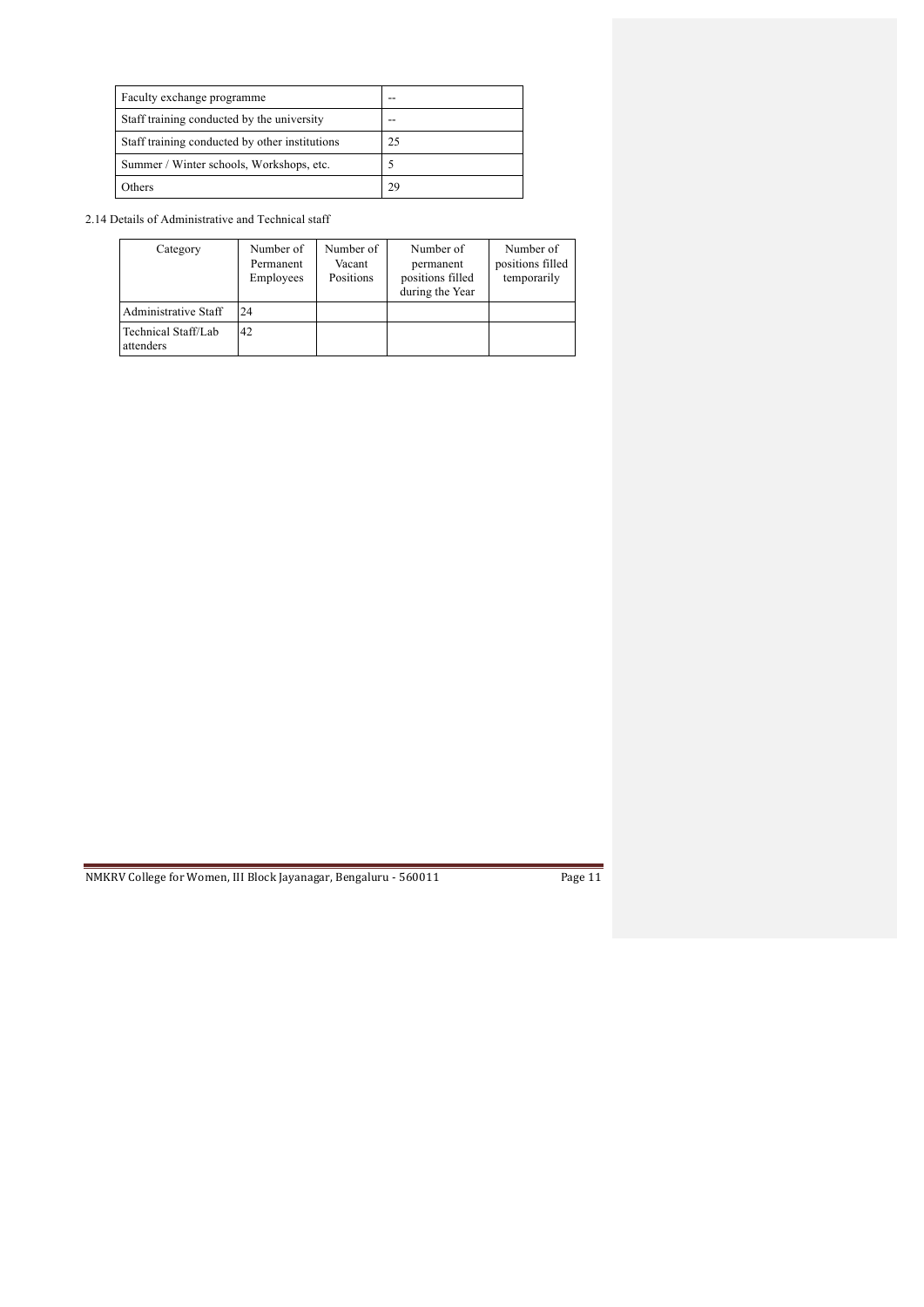| Faculty exchange programme | -- |
|---|---|
| Staff training conducted by the university | -- |
| Staff training conducted by other institutions | 25 |
| Summer / Winter schools, Workshops, etc. | 5 |
| Others | 29 |

2.14 Details of Administrative and Technical staff

| Category | Number of Permanent Employees | Number of Vacant Positions | Number of permanent positions filled during the Year | Number of positions filled temporarily |
|---|---|---|---|---|
| Administrative Staff | 24 | | | |
| Technical Staff/Lab attenders | 42 | | | |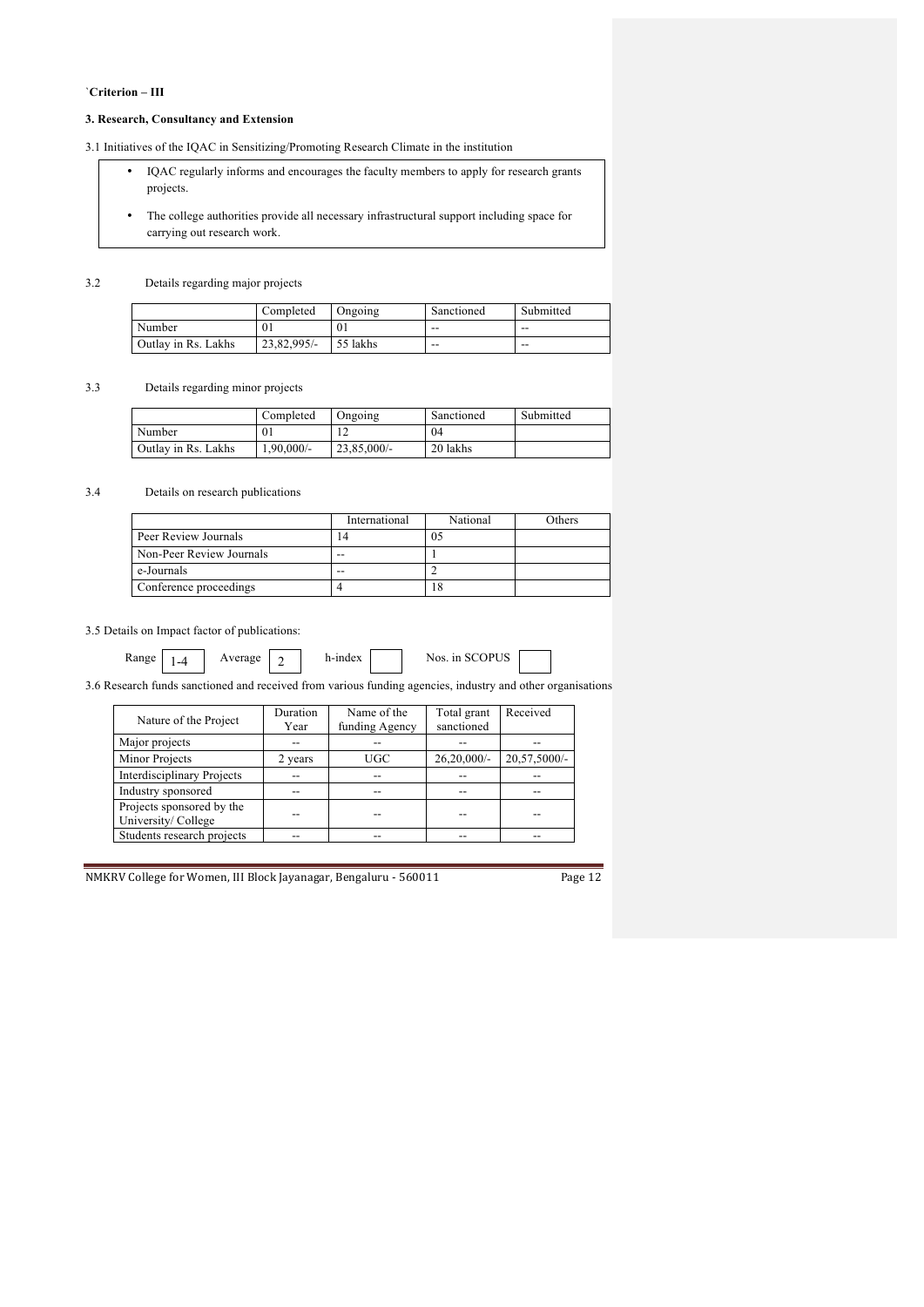**`Criterion – III**

**3. Research, Consultancy and Extension**

3.1 Initiatives of the IQAC in Sensitizing/Promoting Research Climate in the institution

- IQAC regularly informs and encourages the faculty members to apply for research grants projects.
- The college authorities provide all necessary infrastructural support including space for carrying out research work.

3.2 Details regarding major projects

| | Completed | Ongoing | Sanctioned | Submitted |
|---|---|---|---|---|
| Number | 01 | 01 | -- | -- |
| Outlay in Rs. Lakhs | 23,82,995/- | 55 lakhs | -- | -- |

3.3 Details regarding minor projects

| | Completed | Ongoing | Sanctioned | Submitted |
|---|---|---|---|---|
| Number | 01 | 12 | 04 | |
| Outlay in Rs. Lakhs | 1,90,000/- | 23,85,000/- | 20 lakhs | |

3.4 Details on research publications

| | International | National | Others |
|---|---|---|---|
| Peer Review Journals | 14 | 05 | |
| Non-Peer Review Journals | -- | 1 | |
| e-Journals | -- | 2 | |
| Conference proceedings | 4 | 18 | |

3.5 Details on Impact factor of publications:

Range 1-4 Average 2 h-index Nos. in SCOPUS

3.6 Research funds sanctioned and received from various funding agencies, industry and other organisations

| Nature of the Project | Duration Year | Name of the funding Agency | Total grant sanctioned | Received |
|---|---|---|---|---|
| Major projects | -- | -- | -- | -- |
| Minor Projects | 2 years | UGC | 26,20,000/- | 20,57,5000/- |
| Interdisciplinary Projects | -- | -- | -- | -- |
| Industry sponsored | -- | -- | -- | -- |
| Projects sponsored by the University/ College | -- | -- | -- | -- |
| Students research projects | -- | -- | -- | -- |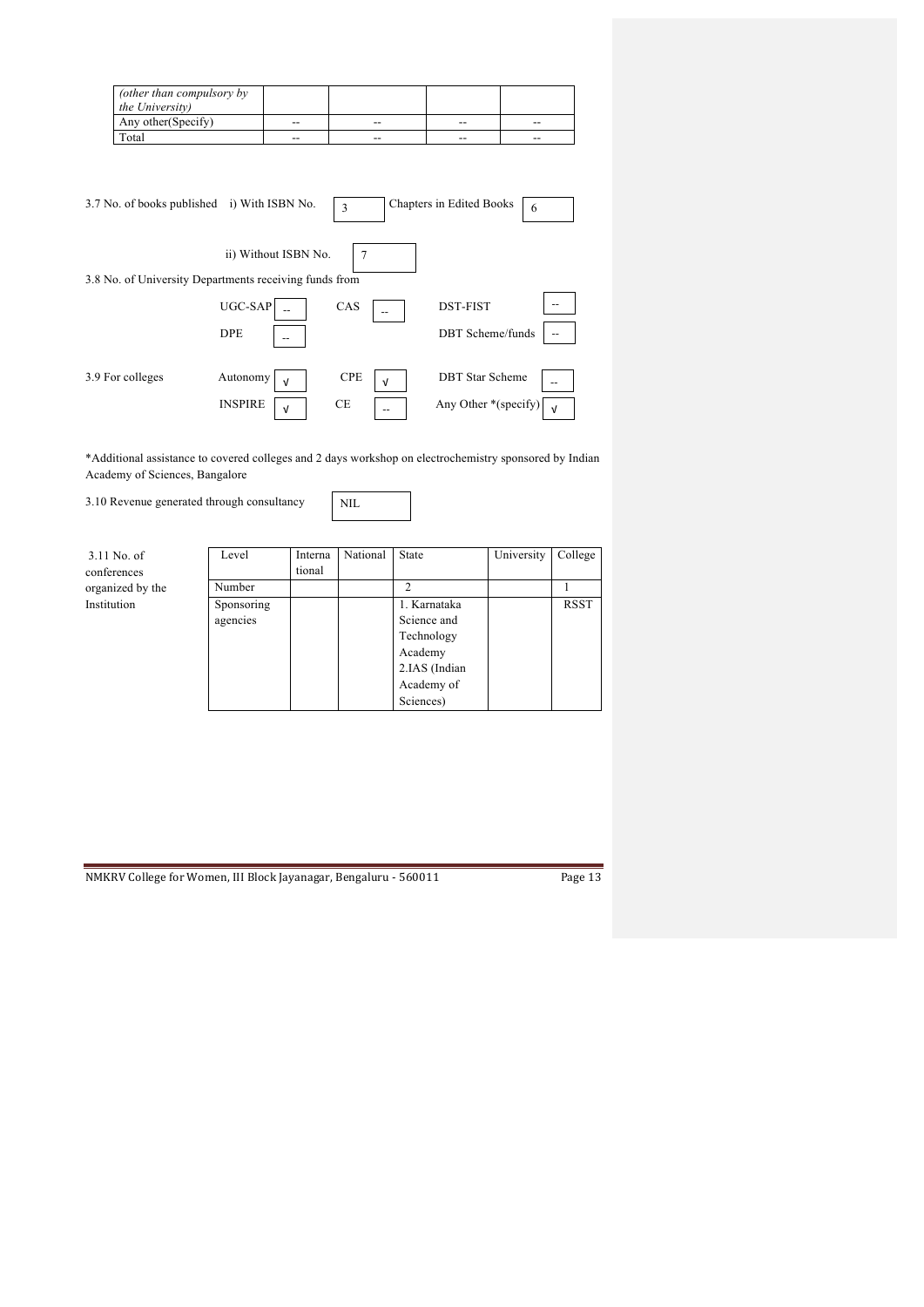| *(other than compulsory by the University)* | | | | |
|---|---|---|---|---|
| Any other(Specify) | -- | -- | -- | -- |
| Total | -- | -- | -- | -- |

3.7 No. of books published i) With ISBN No. 3 Chapters in Edited Books 6

ii) Without ISBN No. 7

3.8 No. of University Departments receiving funds from

| | | | | | |
|---|---|---|---|---|---|
| UGC-SAP | -- | CAS | -- | DST-FIST | -- |
| DPE | -- | | | DBT Scheme/funds | -- |

3.9 For colleges

| | | | | | |
|---|---|---|---|---|---|
| Autonomy | √ | CPE | √ | DBT Star Scheme | -- |
| INSPIRE | √ | CE | -- | Any Other *(specify) | √ |

*Additional assistance to covered colleges and 2 days workshop on electrochemistry sponsored by Indian Academy of Sciences, Bangalore

3.10 Revenue generated through consultancy NIL

3.11 No. of conferences organized by the Institution

| Level | International | National | State | University | College |
|---|---|---|---|---|---|
| Number | | | 2 | | 1 |
| Sponsoring agencies | | | 1. Karnataka Science and Technology Academy<br>2.IAS (Indian Academy of Sciences) | | RSST |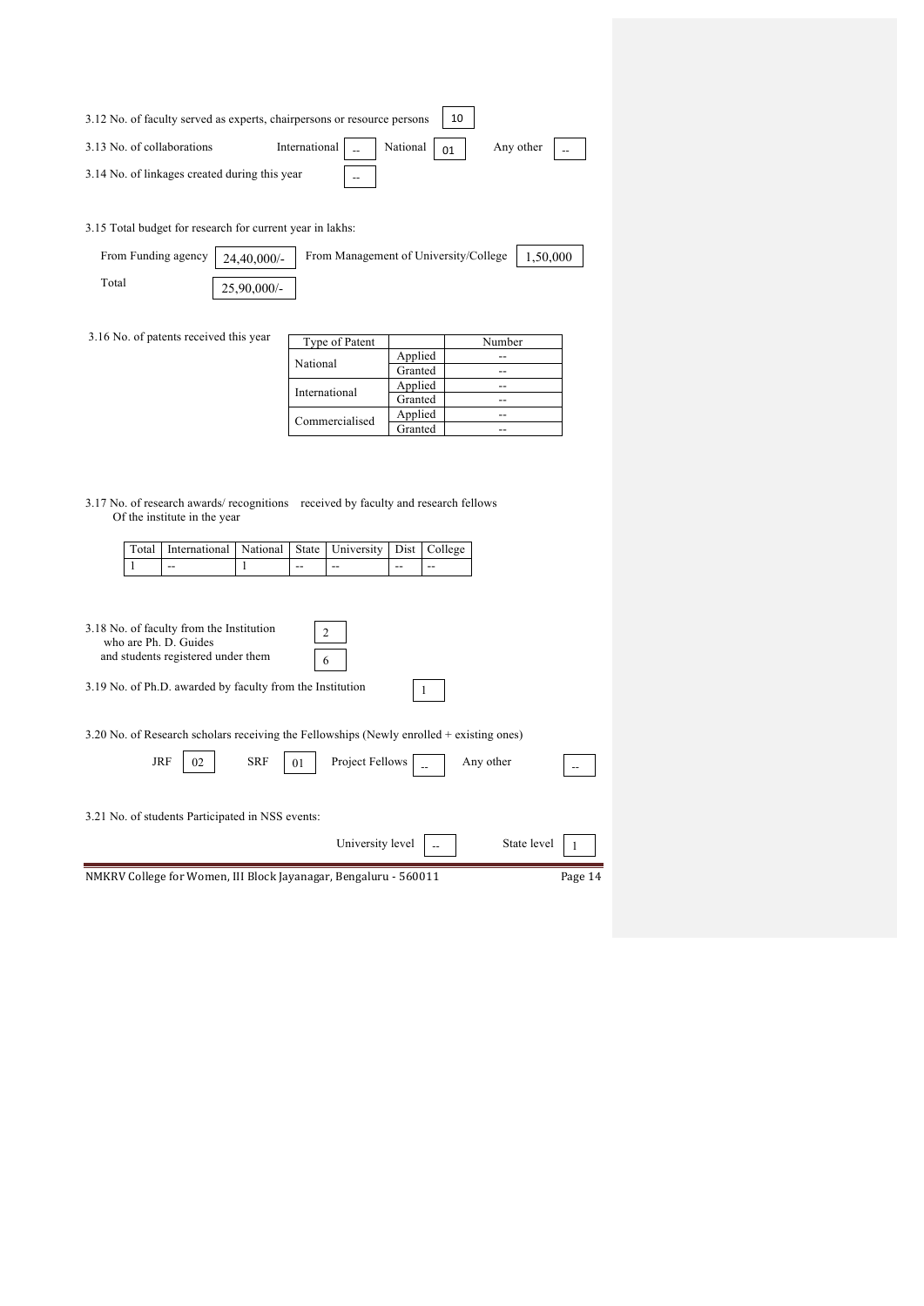3.12 No. of faculty served as experts, chairpersons or resource persons 10

3.13 No. of collaborations International -- National 01 Any other --

3.14 No. of linkages created during this year --

3.15 Total budget for research for current year in lakhs:

From Funding agency 24,40,000/- From Management of University/College 1,50,000

Total 25,90,000/-

3.16 No. of patents received this year

| Type of Patent | | Number |
|---|---|---|
| National | Applied | -- |
| | Granted | -- |
| International | Applied | -- |
| | Granted | -- |
| Commercialised | Applied | -- |
| | Granted | -- |

3.17 No. of research awards/ recognitions received by faculty and research fellows Of the institute in the year

| Total | International | National | State | University | Dist | College |
|---|---|---|---|---|---|---|
| 1 | -- | 1 | -- | -- | -- | -- |

3.18 No. of faculty from the Institution who are Ph. D. Guides 2

and students registered under them 6

3.19 No. of Ph.D. awarded by faculty from the Institution 1

3.20 No. of Research scholars receiving the Fellowships (Newly enrolled + existing ones)

JRF 02 SRF 01 Project Fellows -- Any other --

3.21 No. of students Participated in NSS events:

University level -- State level 1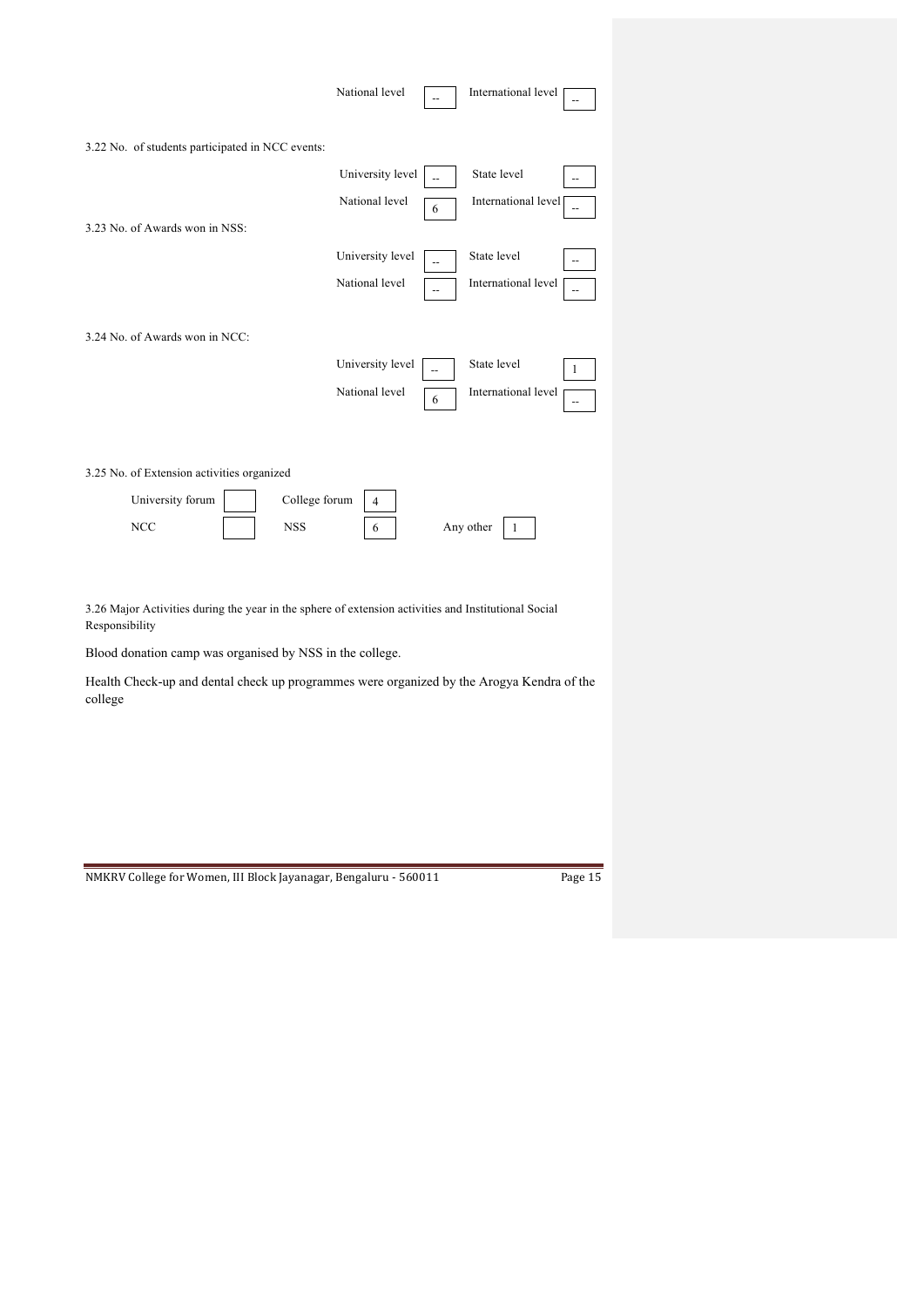| | | | |
|---|---|---|---|
| National level | -- | International level | -- |

3.22 No. of students participated in NCC events:

| | | | |
|---|---|---|---|
| University level | -- | State level | -- |
| National level | 6 | International level | -- |

3.23 No. of Awards won in NSS:

| | | | |
|---|---|---|---|
| University level | -- | State level | -- |
| National level | -- | International level | -- |

3.24 No. of Awards won in NCC:

| | | | |
|---|---|---|---|
| University level | -- | State level | 1 |
| National level | 6 | International level | -- |

3.25 No. of Extension activities organized

| | | | | | |
|---|---|---|---|---|---|
| University forum | | College forum | 4 | | |
| NCC | | NSS | 6 | Any other | 1 |

3.26 Major Activities during the year in the sphere of extension activities and Institutional Social Responsibility

Blood donation camp was organised by NSS in the college.

Health Check-up and dental check up programmes were organized by the Arogya Kendra of the college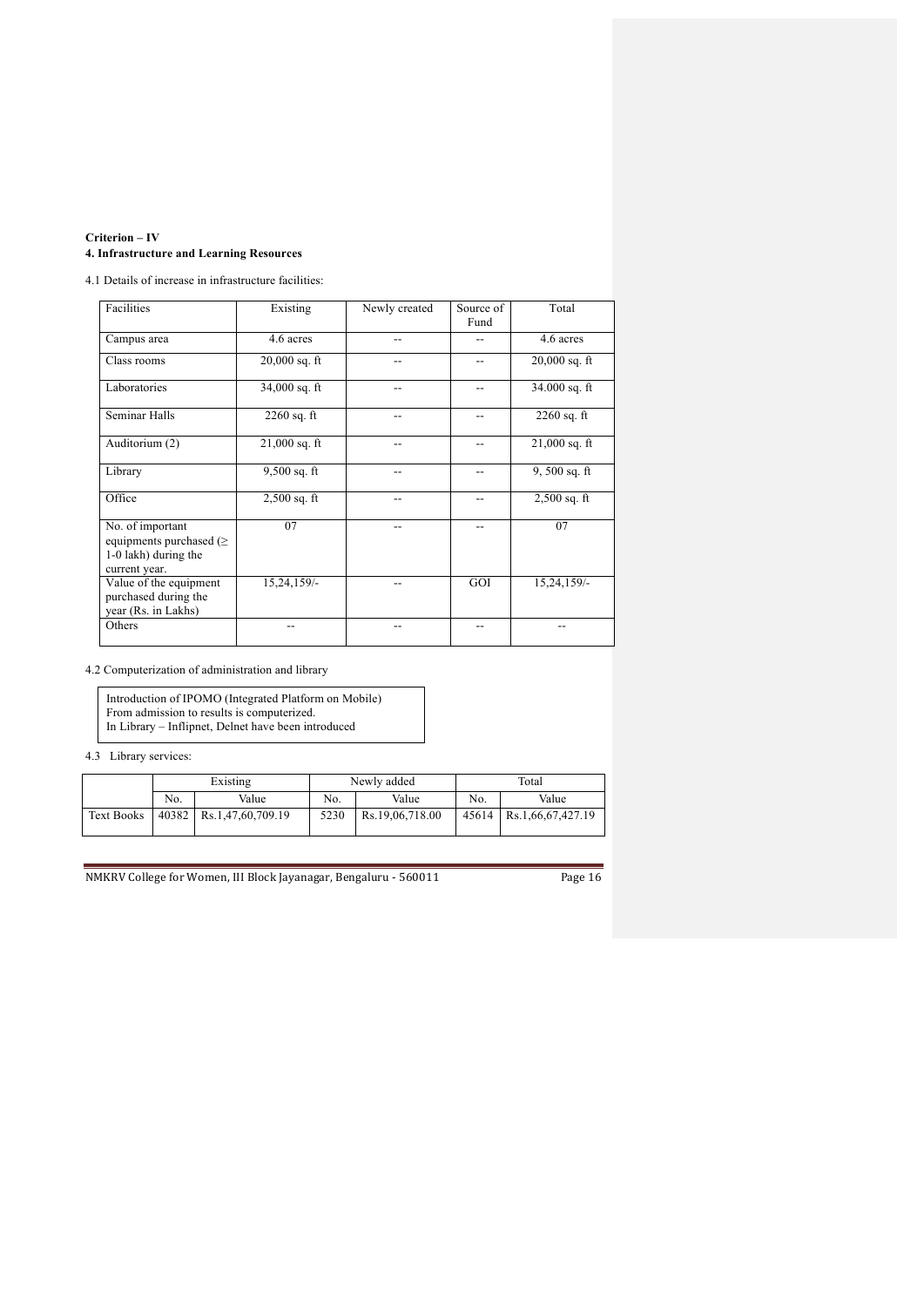**Criterion – IV**
**4. Infrastructure and Learning Resources**

4.1 Details of increase in infrastructure facilities:

| Facilities | Existing | Newly created | Source of Fund | Total |
|---|---|---|---|---|
| Campus area | 4.6 acres | -- | -- | 4.6 acres |
| Class rooms | 20,000 sq. ft | -- | -- | 20,000 sq. ft |
| Laboratories | 34,000 sq. ft | -- | -- | 34.000 sq. ft |
| Seminar Halls | 2260 sq. ft | -- | -- | 2260 sq. ft |
| Auditorium (2) | 21,000 sq. ft | -- | -- | 21,000 sq. ft |
| Library | 9,500 sq. ft | -- | -- | 9, 500 sq. ft |
| Office | 2,500 sq. ft | -- | -- | 2,500 sq. ft |
| No. of important equipments purchased (≥ 1-0 lakh) during the current year. | 07 | -- | -- | 07 |
| Value of the equipment purchased during the year (Rs. in Lakhs) | 15,24,159/- | -- | GOI | 15,24,159/- |
| Others | -- | -- | -- | -- |

4.2 Computerization of administration and library

Introduction of IPOMO (Integrated Platform on Mobile)
From admission to results is computerized.
In Library – Inflipnet, Delnet have been introduced

4.3 Library services:

| | Existing | | Newly added | | Total | |
|---|---|---|---|---|---|---|
| | No. | Value | No. | Value | No. | Value |
| Text Books | 40382 | Rs.1,47,60,709.19 | 5230 | Rs.19,06,718.00 | 45614 | Rs.1,66,67,427.19 |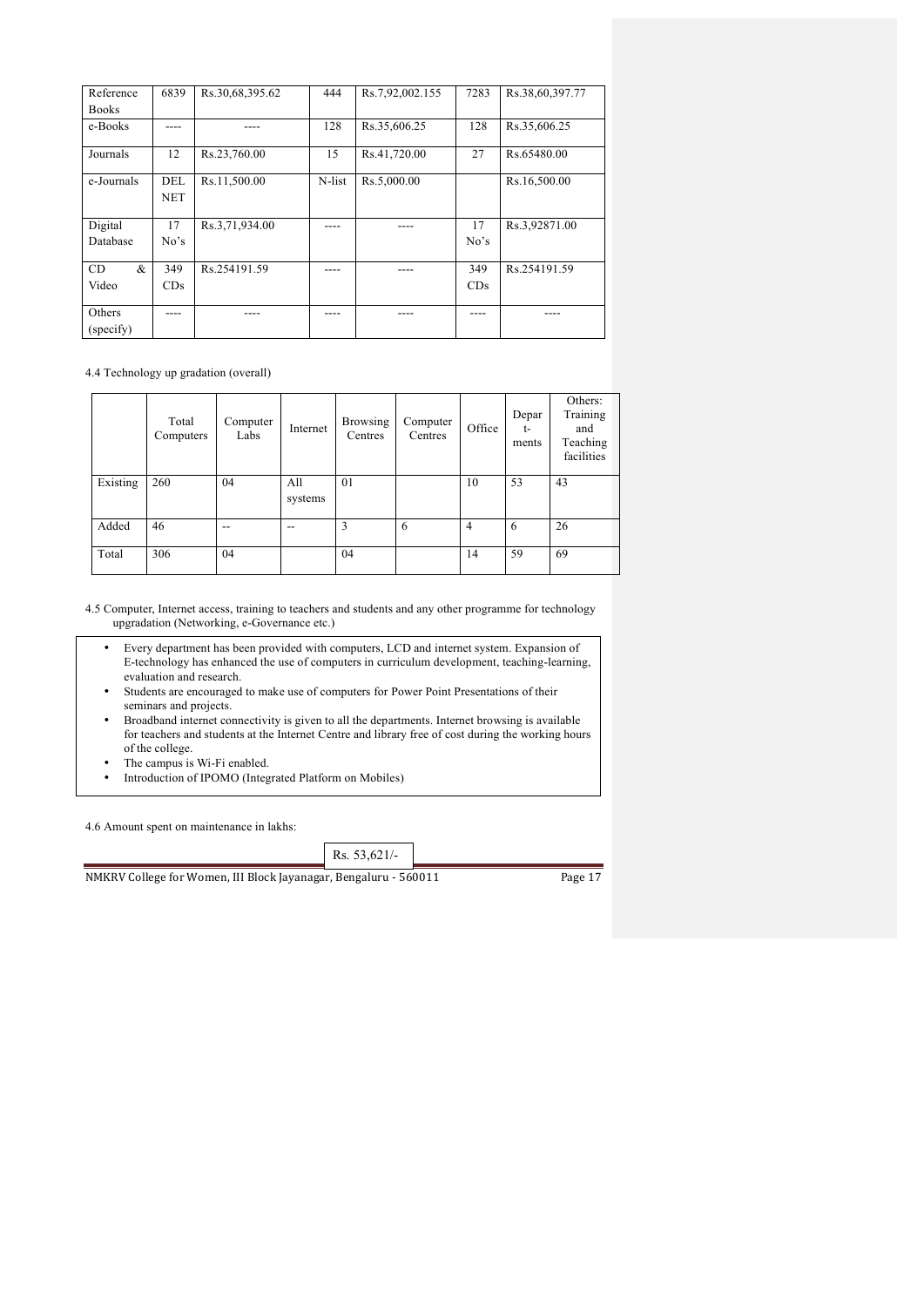| Reference Books | 6839 | Rs.30,68,395.62 | 444 | Rs.7,92,002.155 | 7283 | Rs.38,60,397.77 |
|---|---|---|---|---|---|---|
| e-Books | ---- | ---- | 128 | Rs.35,606.25 | 128 | Rs.35,606.25 |
| Journals | 12 | Rs.23,760.00 | 15 | Rs.41,720.00 | 27 | Rs.65480.00 |
| e-Journals | DEL NET | Rs.11,500.00 | N-list | Rs.5,000.00 | | Rs.16,500.00 |
| Digital Database | 17 No's | Rs.3,71,934.00 | ---- | ---- | 17 No's | Rs.3,92871.00 |
| CD & Video | 349 CDs | Rs.254191.59 | ---- | ---- | 349 CDs | Rs.254191.59 |
| Others (specify) | ---- | ---- | ---- | ---- | ---- | ---- |

4.4 Technology up gradation (overall)

| | Total Computers | Computer Labs | Internet | Browsing Centres | Computer Centres | Office | Depar t-ments | Others: Training and Teaching facilities |
|---|---|---|---|---|---|---|---|---|
| Existing | 260 | 04 | All systems | 01 | | 10 | 53 | 43 |
| Added | 46 | -- | -- | 3 | 6 | 4 | 6 | 26 |
| Total | 306 | 04 | | 04 | | 14 | 59 | 69 |

4.5 Computer, Internet access, training to teachers and students and any other programme for technology upgradation (Networking, e-Governance etc.)

- Every department has been provided with computers, LCD and internet system. Expansion of E-technology has enhanced the use of computers in curriculum development, teaching-learning, evaluation and research.
- Students are encouraged to make use of computers for Power Point Presentations of their seminars and projects.
- Broadband internet connectivity is given to all the departments. Internet browsing is available for teachers and students at the Internet Centre and library free of cost during the working hours of the college.
- The campus is Wi-Fi enabled.
- Introduction of IPOMO (Integrated Platform on Mobiles)

4.6 Amount spent on maintenance in lakhs:

Rs. 53,621/-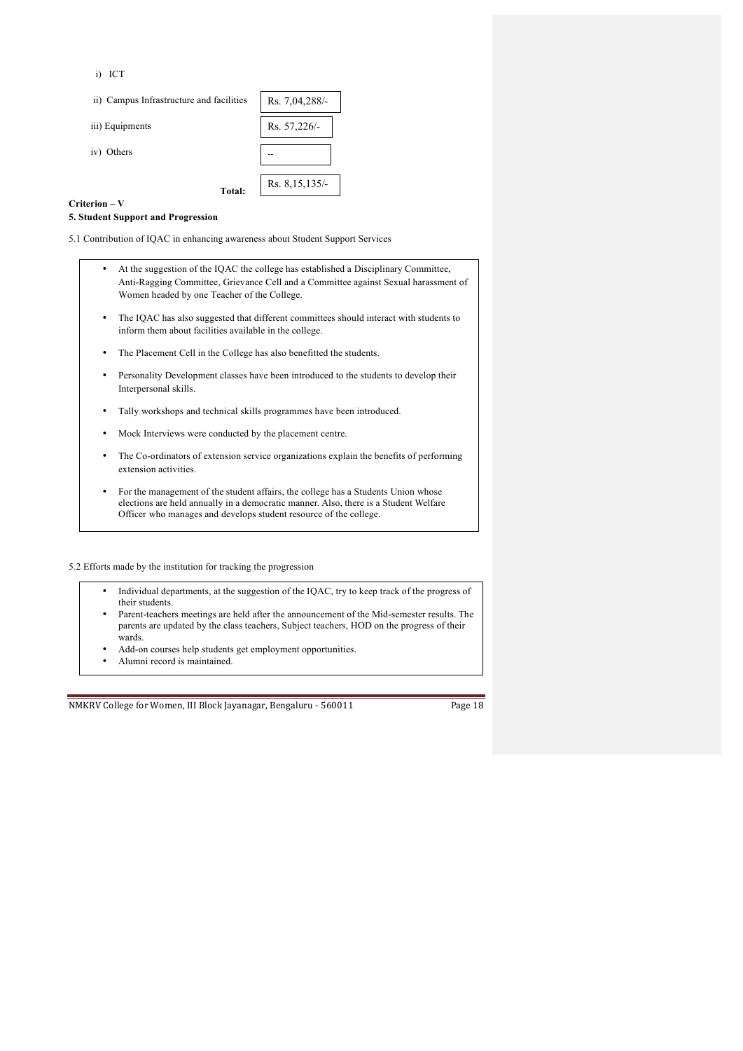i) ICT

| | |
|---|---|
| ii) Campus Infrastructure and facilities | Rs. 7,04,288/- |
| iii) Equipments | Rs. 57,226/- |
| iv) Others | -- |
| **Total:** | Rs. 8,15,135/- |

**Criterion – V**

**5. Student Support and Progression**

5.1 Contribution of IQAC in enhancing awareness about Student Support Services

- At the suggestion of the IQAC the college has established a Disciplinary Committee, Anti-Ragging Committee, Grievance Cell and a Committee against Sexual harassment of Women headed by one Teacher of the College.
- The IQAC has also suggested that different committees should interact with students to inform them about facilities available in the college.
- The Placement Cell in the College has also benefitted the students.
- Personality Development classes have been introduced to the students to develop their Interpersonal skills.
- Tally workshops and technical skills programmes have been introduced.
- Mock Interviews were conducted by the placement centre.
- The Co-ordinators of extension service organizations explain the benefits of performing extension activities.
- For the management of the student affairs, the college has a Students Union whose elections are held annually in a democratic manner. Also, there is a Student Welfare Officer who manages and develops student resource of the college.

5.2 Efforts made by the institution for tracking the progression

- Individual departments, at the suggestion of the IQAC, try to keep track of the progress of their students.
- Parent-teachers meetings are held after the announcement of the Mid-semester results. The parents are updated by the class teachers, Subject teachers, HOD on the progress of their wards.
- Add-on courses help students get employment opportunities.
- Alumni record is maintained.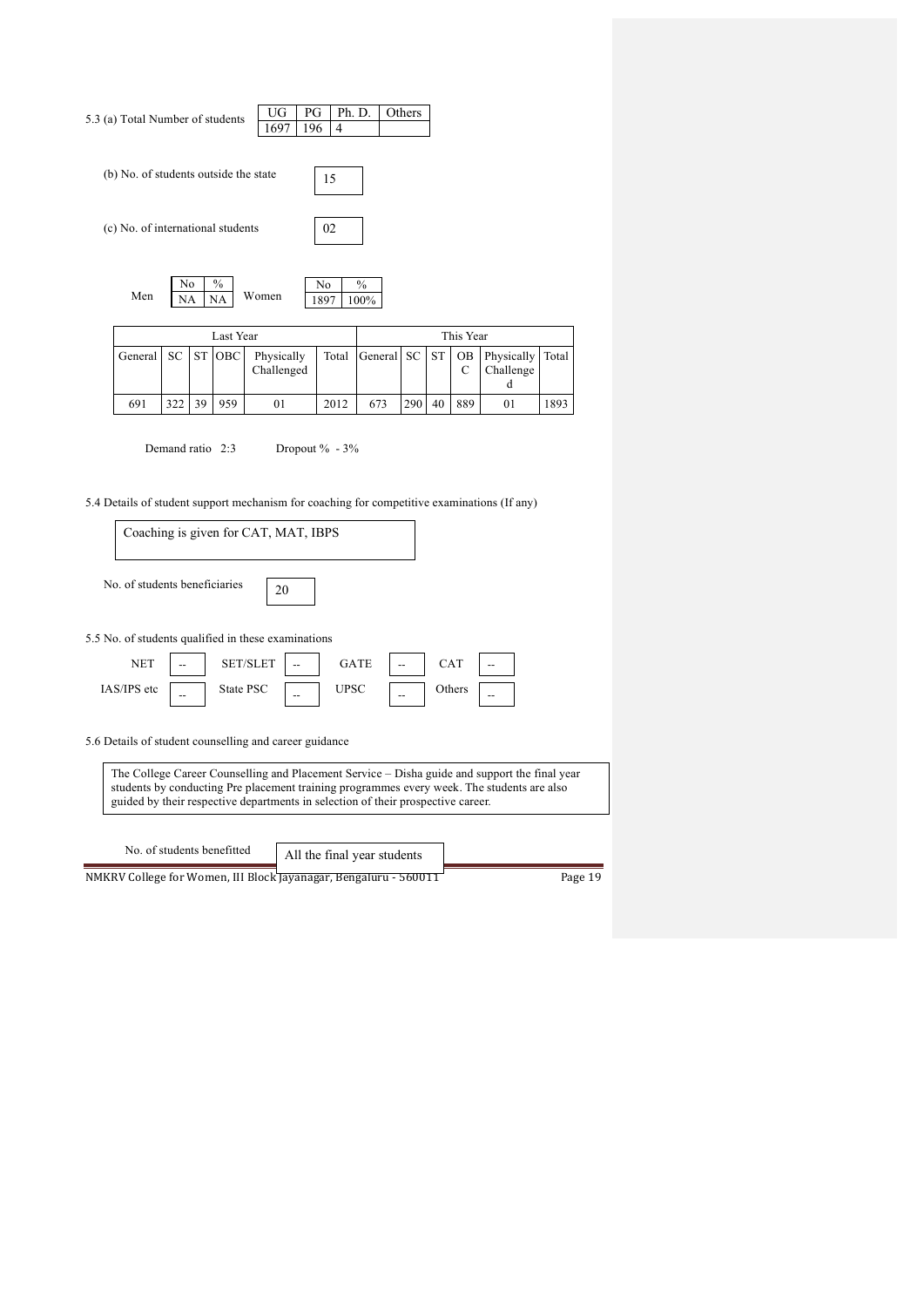5.3 (a) Total Number of students

| UG | PG | Ph. D. | Others |
|---|---|---|---|
| 1697 | 196 | 4 | |

(b) No. of students outside the state: 15

(c) No. of international students: 02

| | No | % | | No | % |
|---|---|---|---|---|---|
| Men | NA | NA | Women | 1897 | 100% |

| Last Year | | | | | | This Year | | | | | |
|---|---|---|---|---|---|---|---|---|---|---|---|
| General | SC | ST | OBC | Physically Challenged | Total | General | SC | ST | OBC | Physically Challenged | Total |
| 691 | 322 | 39 | 959 | 01 | 2012 | 673 | 290 | 40 | 889 | 01 | 1893 |

Demand ratio 2:3 Dropout % - 3%

5.4 Details of student support mechanism for coaching for competitive examinations (If any)

Coaching is given for CAT, MAT, IBPS

No. of students beneficiaries: 20

5.5 No. of students qualified in these examinations

| NET | -- | SET/SLET | -- | GATE | -- | CAT | -- |
|---|---|---|---|---|---|---|---|
| IAS/IPS etc | -- | State PSC | -- | UPSC | -- | Others | -- |

5.6 Details of student counselling and career guidance

The College Career Counselling and Placement Service – Disha guide and support the final year students by conducting Pre placement training programmes every week. The students are also guided by their respective departments in selection of their prospective career.

No. of students benefitted: All the final year students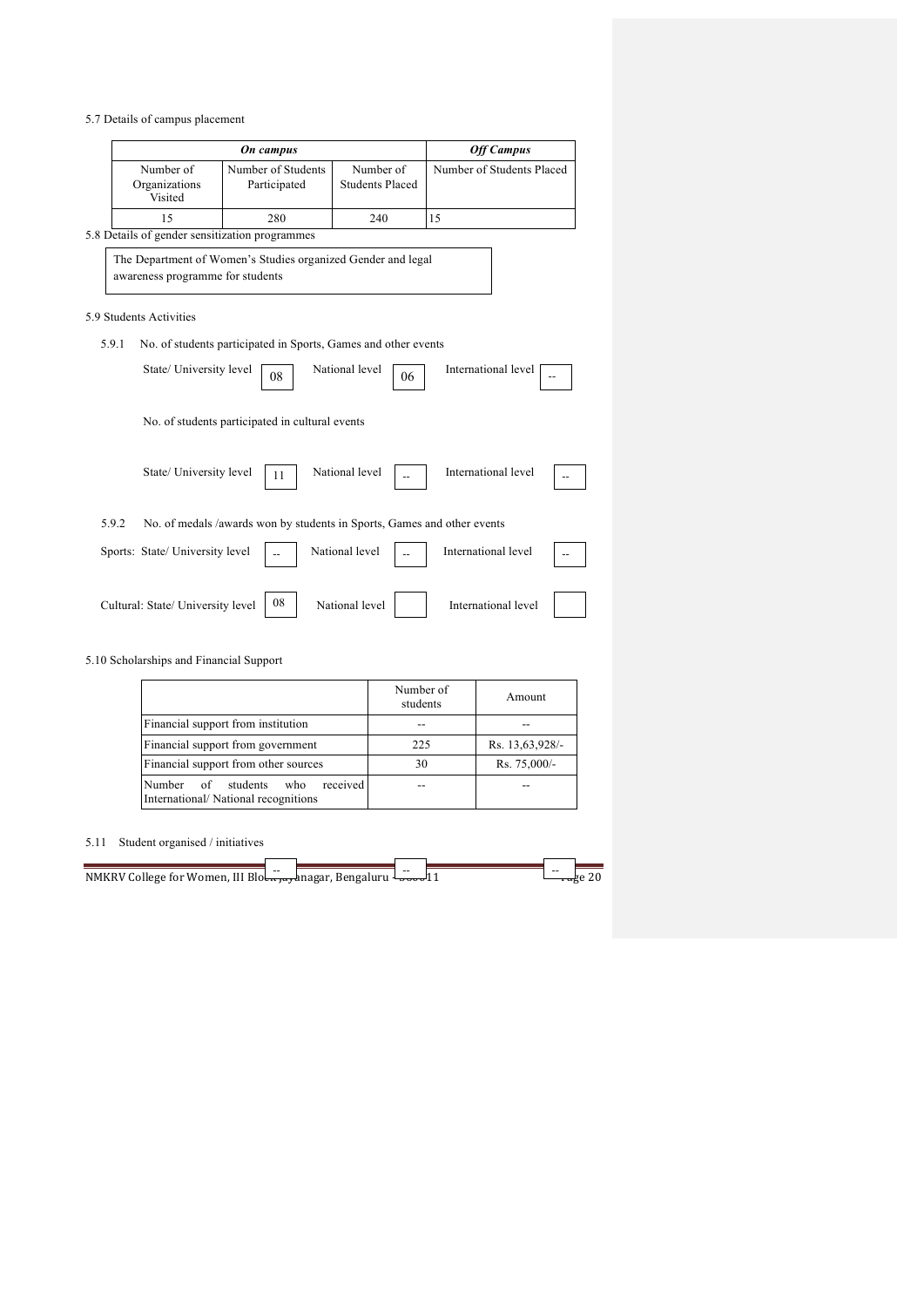5.7 Details of campus placement

| *On campus* | | | *Off Campus* |
|---|---|---|---|
| Number of Organizations Visited | Number of Students Participated | Number of Students Placed | Number of Students Placed |
| 15 | 280 | 240 | 15 |

5.8 Details of gender sensitization programmes

The Department of Women's Studies organized Gender and legal awareness programme for students

5.9 Students Activities

5.9.1 No. of students participated in Sports, Games and other events

State/ University level 08 National level 06 International level --

No. of students participated in cultural events

State/ University level 11 National level -- International level --

5.9.2 No. of medals /awards won by students in Sports, Games and other events

Sports: State/ University level -- National level -- International level --

Cultural: State/ University level 08 National level International level

5.10 Scholarships and Financial Support

| | Number of students | Amount |
|---|---|---|
| Financial support from institution | -- | -- |
| Financial support from government | 225 | Rs. 13,63,928/- |
| Financial support from other sources | 30 | Rs. 75,000/- |
| Number of students who received International/ National recognitions | -- | -- |

5.11 Student organised / initiatives

-- -- --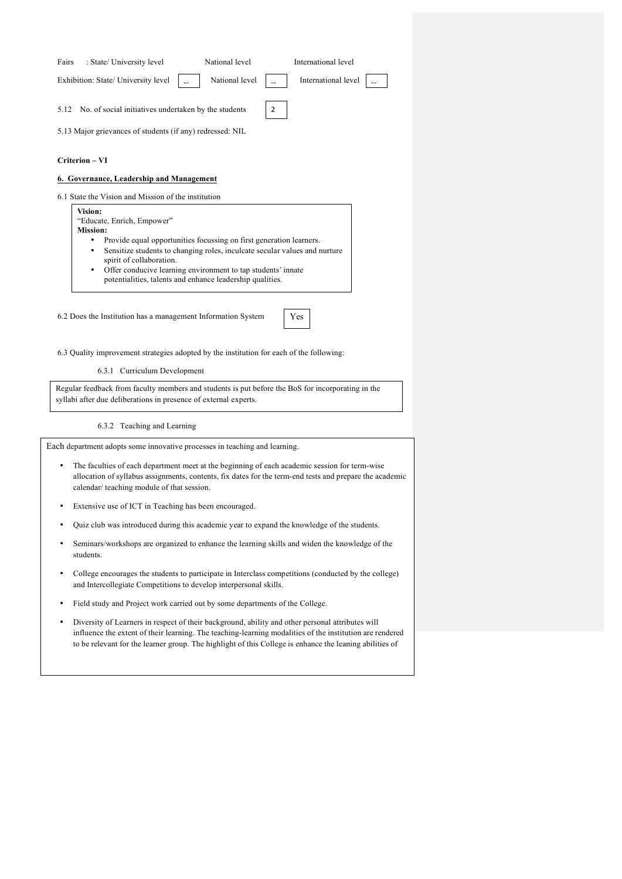Fairs : State/ University level National level International level

Exhibition: State/ University level -- National level -- International level --

5.12 No. of social initiatives undertaken by the students 2

5.13 Major grievances of students (if any) redressed: NIL

**Criterion – VI**

**6. Governance, Leadership and Management**

6.1 State the Vision and Mission of the institution

**Vision:**
"Educate, Enrich, Empower"
**Mission:**

- Provide equal opportunities focussing on first generation learners.
- Sensitize students to changing roles, inculcate secular values and nurture spirit of collaboration.
- Offer conducive learning environment to tap students' innate potentialities, talents and enhance leadership qualities.

6.2 Does the Institution has a management Information System Yes

6.3 Quality improvement strategies adopted by the institution for each of the following:

6.3.1 Curriculum Development

Regular feedback from faculty members and students is put before the BoS for incorporating in the syllabi after due deliberations in presence of external experts.

6.3.2 Teaching and Learning

Each department adopts some innovative processes in teaching and learning.

- The faculties of each department meet at the beginning of each academic session for term-wise allocation of syllabus assignments, contents, fix dates for the term-end tests and prepare the academic calendar/ teaching module of that session.
- Extensive use of ICT in Teaching has been encouraged.
- Quiz club was introduced during this academic year to expand the knowledge of the students.
- Seminars/workshops are organized to enhance the learning skills and widen the knowledge of the students.
- College encourages the students to participate in Interclass competitions (conducted by the college) and Intercollegiate Competitions to develop interpersonal skills.
- Field study and Project work carried out by some departments of the College.
- Diversity of Learners in respect of their background, ability and other personal attributes will influence the extent of their learning. The teaching-learning modalities of the institution are rendered to be relevant for the learner group. The highlight of this College is enhance the leaning abilities of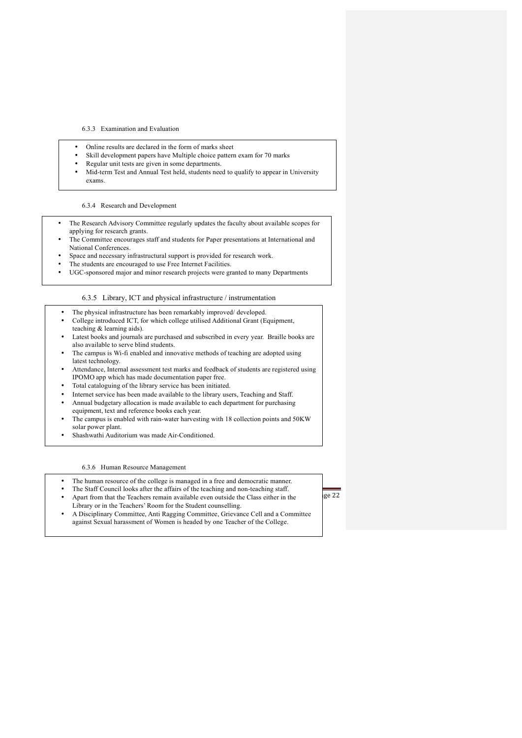### 6.3.3 Examination and Evaluation

- Online results are declared in the form of marks sheet
- Skill development papers have Multiple choice pattern exam for 70 marks
- Regular unit tests are given in some departments.
- Mid-term Test and Annual Test held, students need to qualify to appear in University exams.

### 6.3.4 Research and Development

- The Research Advisory Committee regularly updates the faculty about available scopes for applying for research grants.
- The Committee encourages staff and students for Paper presentations at International and National Conferences.
- Space and necessary infrastructural support is provided for research work.
- The students are encouraged to use Free Internet Facilities.
- UGC-sponsored major and minor research projects were granted to many Departments

### 6.3.5 Library, ICT and physical infrastructure / instrumentation

- The physical infrastructure has been remarkably improved/ developed.
- College introduced ICT, for which college utilised Additional Grant (Equipment, teaching & learning aids).
- Latest books and journals are purchased and subscribed in every year. Braille books are also available to serve blind students.
- The campus is Wi-fi enabled and innovative methods of teaching are adopted using latest technology.
- Attendance, Internal assessment test marks and feedback of students are registered using IPOMO app which has made documentation paper free.
- Total cataloguing of the library service has been initiated.
- Internet service has been made available to the library users, Teaching and Staff.
- Annual budgetary allocation is made available to each department for purchasing equipment, text and reference books each year.
- The campus is enabled with rain-water harvesting with 18 collection points and 50KW solar power plant.
- Shashwathi Auditorium was made Air-Conditioned.

### 6.3.6 Human Resource Management

- The human resource of the college is managed in a free and democratic manner.
- The Staff Council looks after the affairs of the teaching and non-teaching staff.
- Apart from that the Teachers remain available even outside the Class either in the Library or in the Teachers' Room for the Student counselling.
- A Disciplinary Committee, Anti Ragging Committee, Grievance Cell and a Committee against Sexual harassment of Women is headed by one Teacher of the College.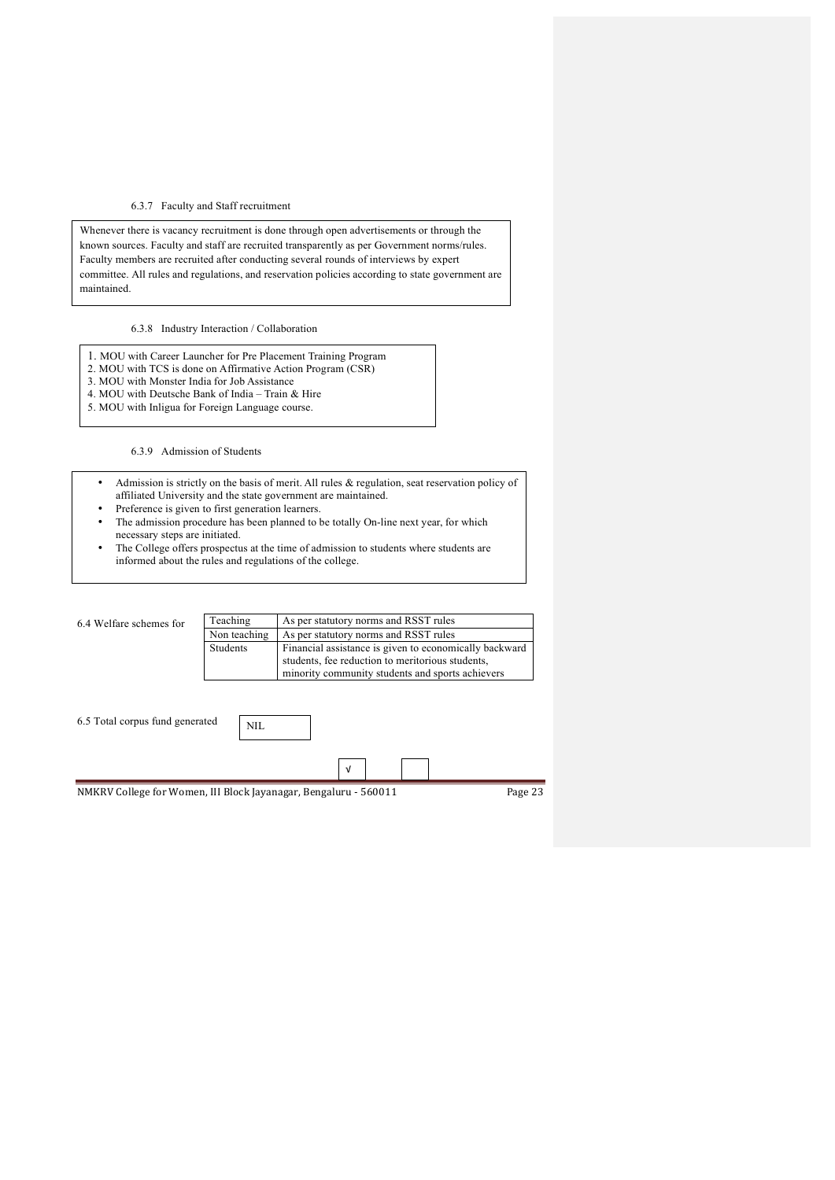6.3.7 Faculty and Staff recruitment

Whenever there is vacancy recruitment is done through open advertisements or through the known sources. Faculty and staff are recruited transparently as per Government norms/rules. Faculty members are recruited after conducting several rounds of interviews by expert committee. All rules and regulations, and reservation policies according to state government are maintained.

6.3.8 Industry Interaction / Collaboration

1. MOU with Career Launcher for Pre Placement Training Program
2. MOU with TCS is done on Affirmative Action Program (CSR)
3. MOU with Monster India for Job Assistance
4. MOU with Deutsche Bank of India – Train & Hire
5. MOU with Inligua for Foreign Language course.

6.3.9 Admission of Students

- Admission is strictly on the basis of merit. All rules & regulation, seat reservation policy of affiliated University and the state government are maintained.
- Preference is given to first generation learners.
- The admission procedure has been planned to be totally On-line next year, for which necessary steps are initiated.
- The College offers prospectus at the time of admission to students where students are informed about the rules and regulations of the college.

6.4 Welfare schemes for

| | |
|---|---|
| Teaching | As per statutory norms and RSST rules |
| Non teaching | As per statutory norms and RSST rules |
| Students | Financial assistance is given to economically backward students, fee reduction to meritorious students, minority community students and sports achievers |

6.5 Total corpus fund generated NIL

√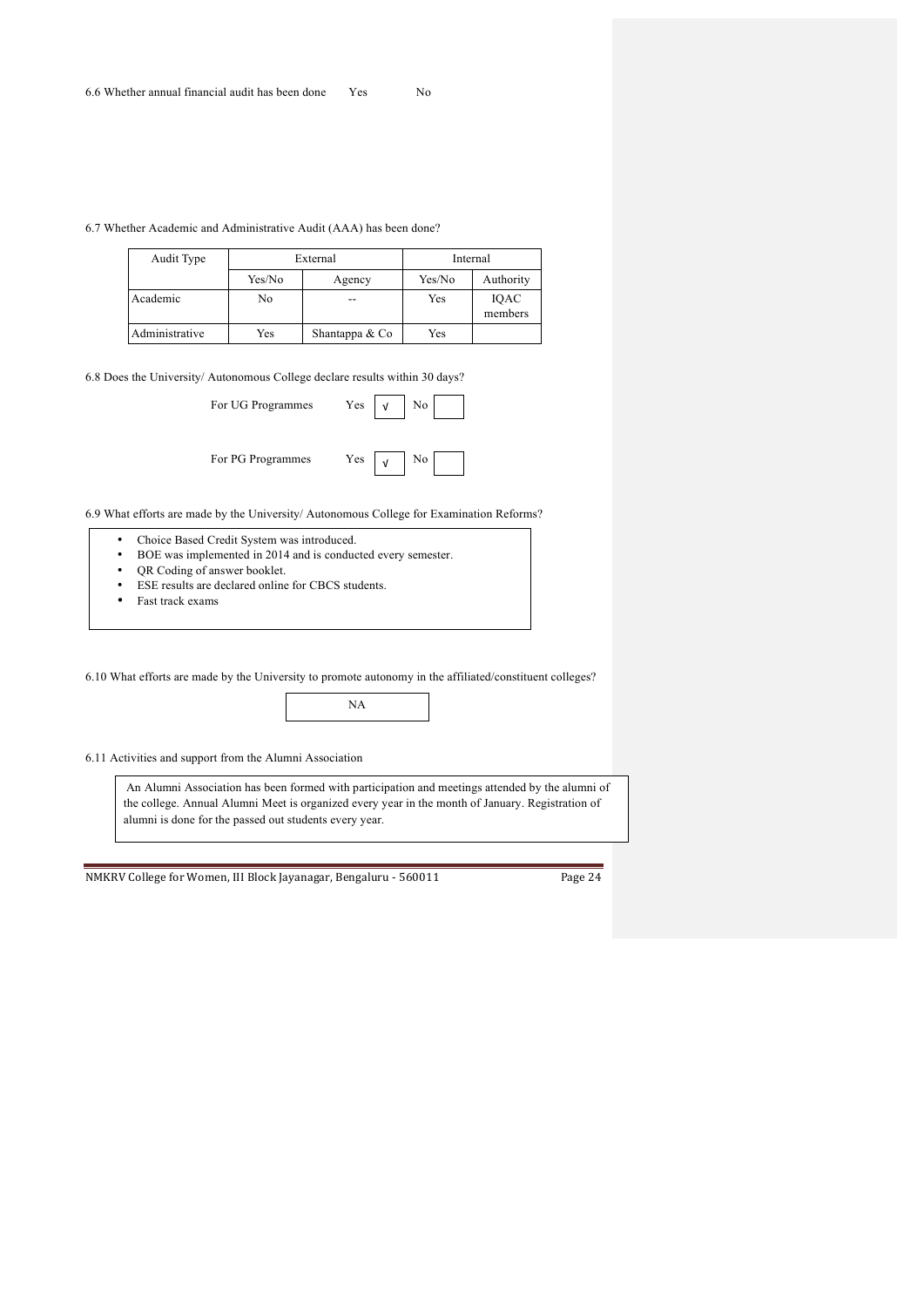6.6 Whether annual financial audit has been done Yes No

6.7 Whether Academic and Administrative Audit (AAA) has been done?

| Audit Type | External | | Internal | |
|---|---|---|---|---|
| | Yes/No | Agency | Yes/No | Authority |
| Academic | No | -- | Yes | IQAC members |
| Administrative | Yes | Shantappa & Co | Yes | |

6.8 Does the University/ Autonomous College declare results within 30 days?

For UG Programmes Yes √ No

For PG Programmes Yes √ No

6.9 What efforts are made by the University/ Autonomous College for Examination Reforms?

- Choice Based Credit System was introduced.
- BOE was implemented in 2014 and is conducted every semester.
- QR Coding of answer booklet.
- ESE results are declared online for CBCS students.
- Fast track exams

6.10 What efforts are made by the University to promote autonomy in the affiliated/constituent colleges?

NA

6.11 Activities and support from the Alumni Association

An Alumni Association has been formed with participation and meetings attended by the alumni of the college. Annual Alumni Meet is organized every year in the month of January. Registration of alumni is done for the passed out students every year.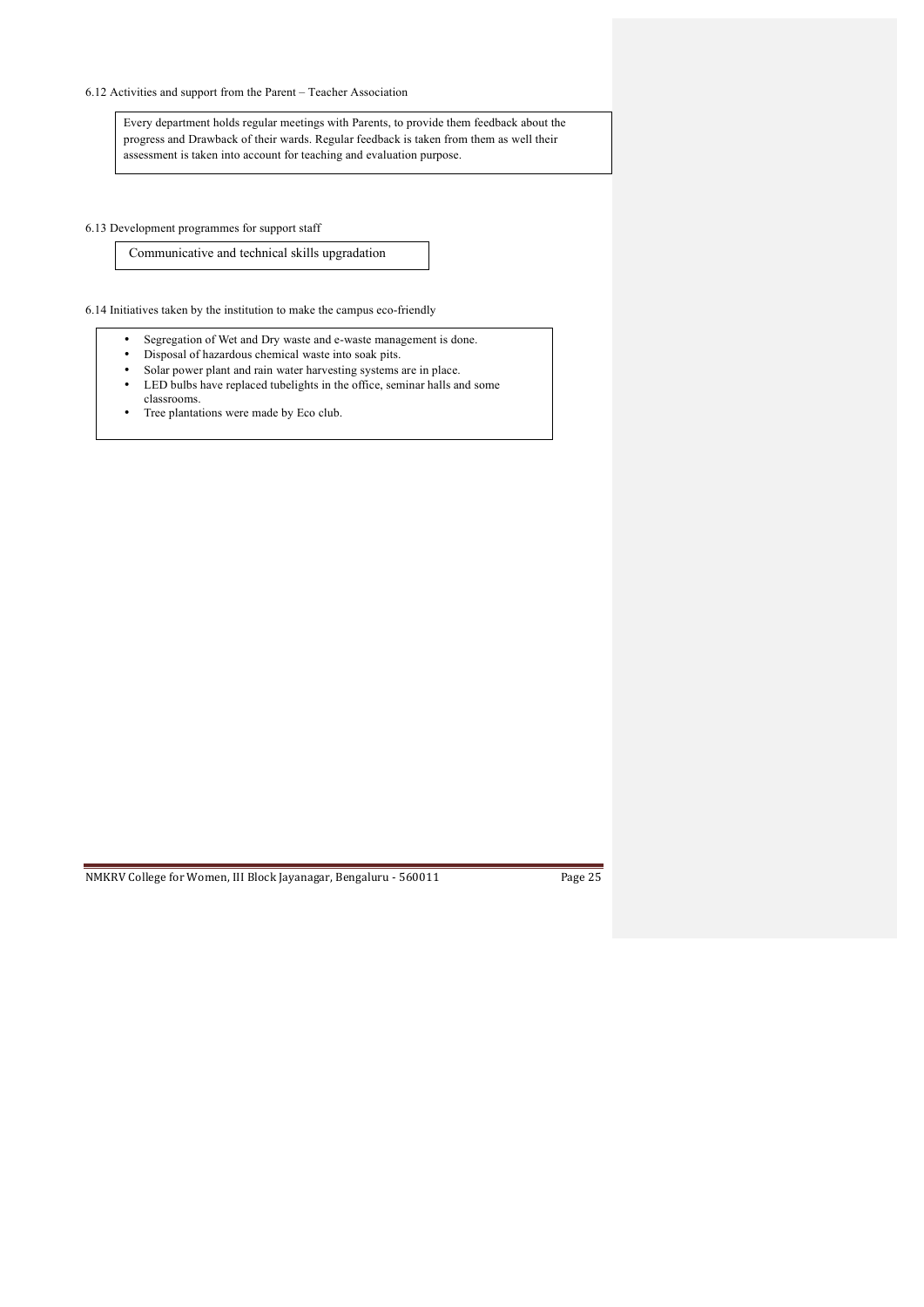6.12 Activities and support from the Parent – Teacher Association

Every department holds regular meetings with Parents, to provide them feedback about the progress and Drawback of their wards. Regular feedback is taken from them as well their assessment is taken into account for teaching and evaluation purpose.

6.13 Development programmes for support staff

Communicative and technical skills upgradation

6.14 Initiatives taken by the institution to make the campus eco-friendly

- Segregation of Wet and Dry waste and e-waste management is done.
- Disposal of hazardous chemical waste into soak pits.
- Solar power plant and rain water harvesting systems are in place.
- LED bulbs have replaced tubelights in the office, seminar halls and some classrooms.
- Tree plantations were made by Eco club.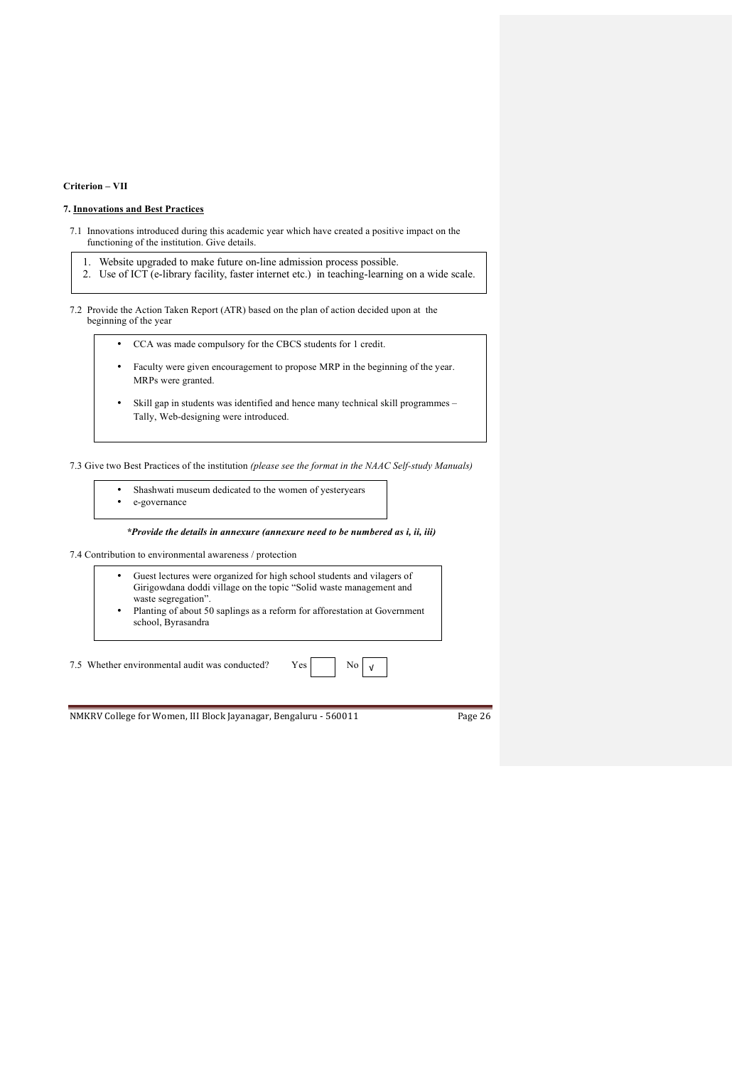**Criterion – VII**

**7. Innovations and Best Practices**

7.1 Innovations introduced during this academic year which have created a positive impact on the functioning of the institution. Give details.

1. Website upgraded to make future on-line admission process possible.
2. Use of ICT (e-library facility, faster internet etc.) in teaching-learning on a wide scale.

7.2 Provide the Action Taken Report (ATR) based on the plan of action decided upon at the beginning of the year

- CCA was made compulsory for the CBCS students for 1 credit.
- Faculty were given encouragement to propose MRP in the beginning of the year. MRPs were granted.
- Skill gap in students was identified and hence many technical skill programmes – Tally, Web-designing were introduced.

7.3 Give two Best Practices of the institution *(please see the format in the NAAC Self-study Manuals)*

- Shashwati museum dedicated to the women of yesteryears
- e-governance

***Provide the details in annexure (annexure need to be numbered as i, ii, iii)***

7.4 Contribution to environmental awareness / protection

- Guest lectures were organized for high school students and vilagers of Girigowdana doddi village on the topic "Solid waste management and waste segregation".
- Planting of about 50 saplings as a reform for afforestation at Government school, Byrasandra

7.5 Whether environmental audit was conducted? Yes [ ] No [√]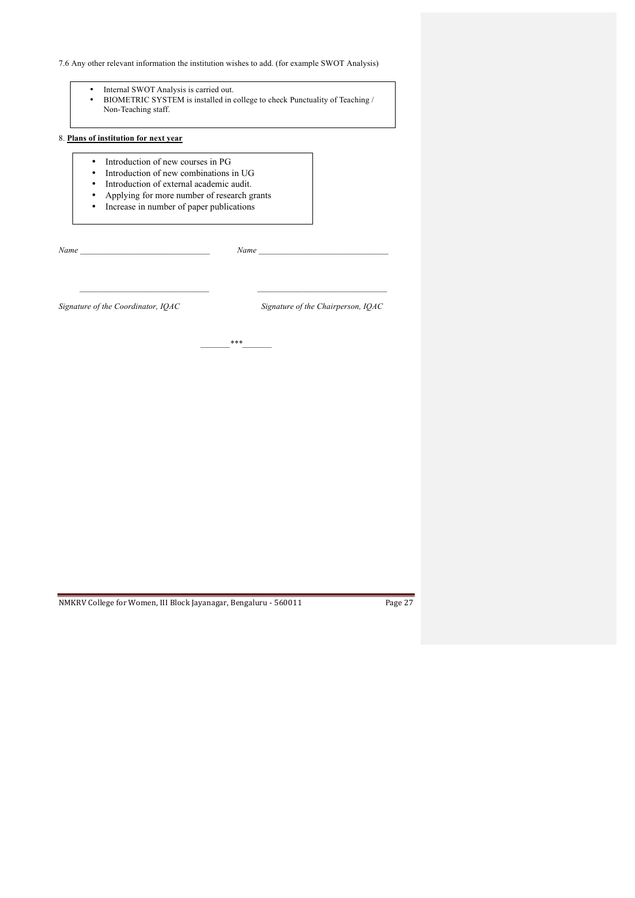7.6 Any other relevant information the institution wishes to add. (for example SWOT Analysis)

- Internal SWOT Analysis is carried out.
- BIOMETRIC SYSTEM is installed in college to check Punctuality of Teaching / Non-Teaching staff.

8. **Plans of institution for next year**

- Introduction of new courses in PG
- Introduction of new combinations in UG
- Introduction of external academic audit.
- Applying for more number of research grants
- Increase in number of paper publications

*Name* _______________________________ *Name* _______________________________

_______________________________ _______________________________

*Signature of the Coordinator, IQAC* *Signature of the Chairperson, IQAC*

_______***_______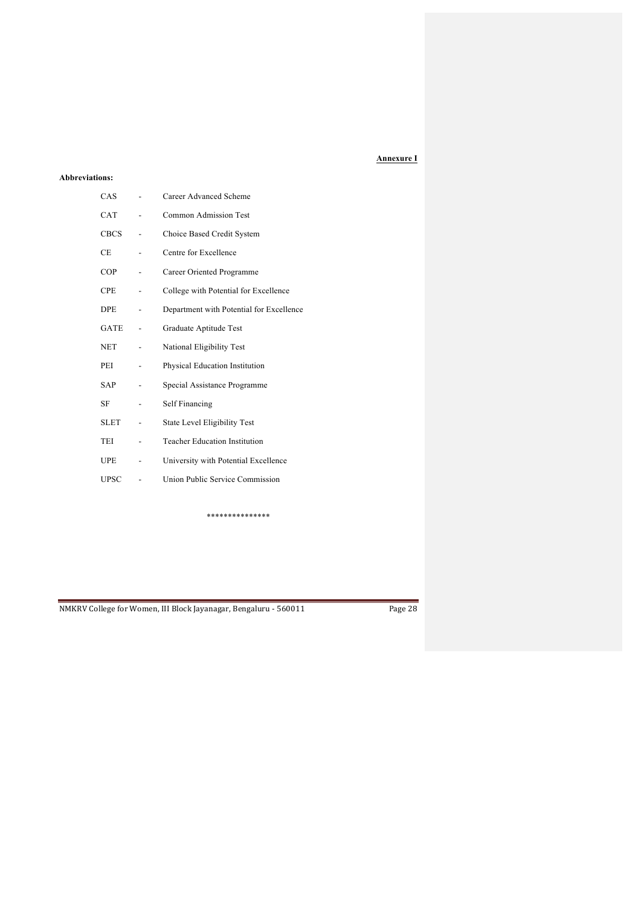**Annexure I**

**Abbreviations:**

| | | |
|---|---|---|
| CAS | - | Career Advanced Scheme |
| CAT | - | Common Admission Test |
| CBCS | - | Choice Based Credit System |
| CE | - | Centre for Excellence |
| COP | - | Career Oriented Programme |
| CPE | - | College with Potential for Excellence |
| DPE | - | Department with Potential for Excellence |
| GATE | - | Graduate Aptitude Test |
| NET | - | National Eligibility Test |
| PEI | - | Physical Education Institution |
| SAP | - | Special Assistance Programme |
| SF | - | Self Financing |
| SLET | - | State Level Eligibility Test |
| TEI | - | Teacher Education Institution |
| UPE | - | University with Potential Excellence |
| UPSC | - | Union Public Service Commission |

***************